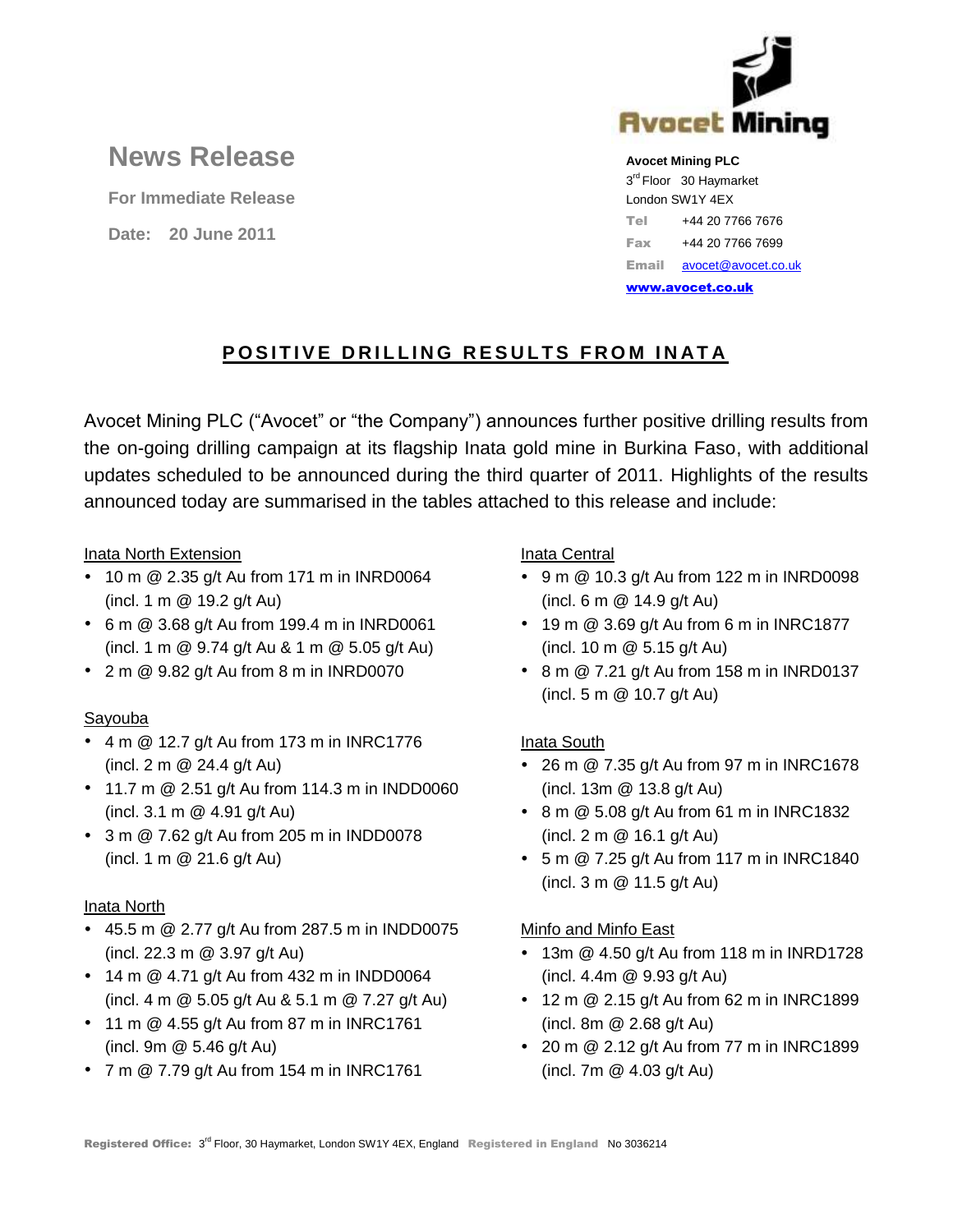# News Release

**For Immediate Release**

**Date: 20 June 2011**

Avocet Mining

**Avocet Mining PLC**
3rd Floor 30 Haymarket
London SW1Y 4EX
Tel +44 20 7766 7676
Fax +44 20 7766 7699
Email avocet@avocet.co.uk
**www.avocet.co.uk**

## POSITIVE DRILLING RESULTS FROM INATA

Avocet Mining PLC ("Avocet" or "the Company") announces further positive drilling results from the on-going drilling campaign at its flagship Inata gold mine in Burkina Faso, with additional updates scheduled to be announced during the third quarter of 2011. Highlights of the results announced today are summarised in the tables attached to this release and include:

Inata North Extension

- 10 m @ 2.35 g/t Au from 171 m in INRD0064 (incl. 1 m @ 19.2 g/t Au)
- 6 m @ 3.68 g/t Au from 199.4 m in INRD0061 (incl. 1 m @ 9.74 g/t Au & 1 m @ 5.05 g/t Au)
- 2 m @ 9.82 g/t Au from 8 m in INRD0070

Sayouba

- 4 m @ 12.7 g/t Au from 173 m in INRC1776 (incl. 2 m @ 24.4 g/t Au)
- 11.7 m @ 2.51 g/t Au from 114.3 m in INDD0060 (incl. 3.1 m @ 4.91 g/t Au)
- 3 m @ 7.62 g/t Au from 205 m in INDD0078 (incl. 1 m @ 21.6 g/t Au)

Inata North

- 45.5 m @ 2.77 g/t Au from 287.5 m in INDD0075 (incl. 22.3 m @ 3.97 g/t Au)
- 14 m @ 4.71 g/t Au from 432 m in INDD0064 (incl. 4 m @ 5.05 g/t Au & 5.1 m @ 7.27 g/t Au)
- 11 m @ 4.55 g/t Au from 87 m in INRC1761 (incl. 9m @ 5.46 g/t Au)
- 7 m @ 7.79 g/t Au from 154 m in INRC1761

Inata Central

- 9 m @ 10.3 g/t Au from 122 m in INRD0098 (incl. 6 m @ 14.9 g/t Au)
- 19 m @ 3.69 g/t Au from 6 m in INRC1877 (incl. 10 m @ 5.15 g/t Au)
- 8 m @ 7.21 g/t Au from 158 m in INRD0137 (incl. 5 m @ 10.7 g/t Au)

Inata South

- 26 m @ 7.35 g/t Au from 97 m in INRC1678 (incl. 13m @ 13.8 g/t Au)
- 8 m @ 5.08 g/t Au from 61 m in INRC1832 (incl. 2 m @ 16.1 g/t Au)
- 5 m @ 7.25 g/t Au from 117 m in INRC1840 (incl. 3 m @ 11.5 g/t Au)

Minfo and Minfo East

- 13m @ 4.50 g/t Au from 118 m in INRD1728 (incl. 4.4m @ 9.93 g/t Au)
- 12 m @ 2.15 g/t Au from 62 m in INRC1899 (incl. 8m @ 2.68 g/t Au)
- 20 m @ 2.12 g/t Au from 77 m in INRC1899 (incl. 7m @ 4.03 g/t Au)

**Registered Office:** 3rd Floor, 30 Haymarket, London SW1Y 4EX, England **Registered in England** No 3036214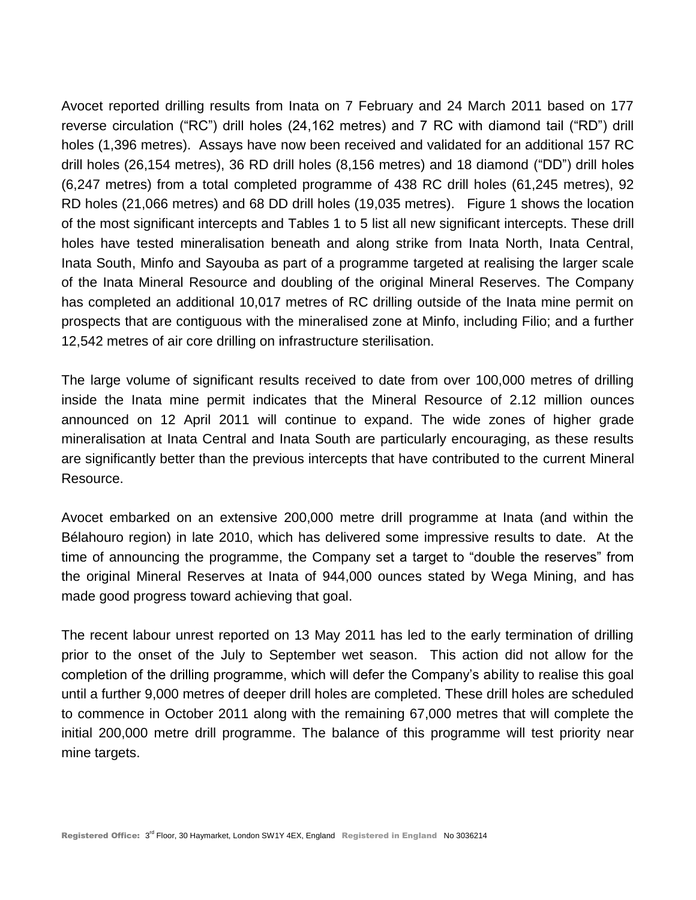Avocet reported drilling results from Inata on 7 February and 24 March 2011 based on 177 reverse circulation ("RC") drill holes (24,162 metres) and 7 RC with diamond tail ("RD") drill holes (1,396 metres). Assays have now been received and validated for an additional 157 RC drill holes (26,154 metres), 36 RD drill holes (8,156 metres) and 18 diamond ("DD") drill holes (6,247 metres) from a total completed programme of 438 RC drill holes (61,245 metres), 92 RD holes (21,066 metres) and 68 DD drill holes (19,035 metres). Figure 1 shows the location of the most significant intercepts and Tables 1 to 5 list all new significant intercepts. These drill holes have tested mineralisation beneath and along strike from Inata North, Inata Central, Inata South, Minfo and Sayouba as part of a programme targeted at realising the larger scale of the Inata Mineral Resource and doubling of the original Mineral Reserves. The Company has completed an additional 10,017 metres of RC drilling outside of the Inata mine permit on prospects that are contiguous with the mineralised zone at Minfo, including Filio; and a further 12,542 metres of air core drilling on infrastructure sterilisation.

The large volume of significant results received to date from over 100,000 metres of drilling inside the Inata mine permit indicates that the Mineral Resource of 2.12 million ounces announced on 12 April 2011 will continue to expand. The wide zones of higher grade mineralisation at Inata Central and Inata South are particularly encouraging, as these results are significantly better than the previous intercepts that have contributed to the current Mineral Resource.

Avocet embarked on an extensive 200,000 metre drill programme at Inata (and within the Bélahouro region) in late 2010, which has delivered some impressive results to date. At the time of announcing the programme, the Company set a target to "double the reserves" from the original Mineral Reserves at Inata of 944,000 ounces stated by Wega Mining, and has made good progress toward achieving that goal.

The recent labour unrest reported on 13 May 2011 has led to the early termination of drilling prior to the onset of the July to September wet season. This action did not allow for the completion of the drilling programme, which will defer the Company's ability to realise this goal until a further 9,000 metres of deeper drill holes are completed. These drill holes are scheduled to commence in October 2011 along with the remaining 67,000 metres that will complete the initial 200,000 metre drill programme. The balance of this programme will test priority near mine targets.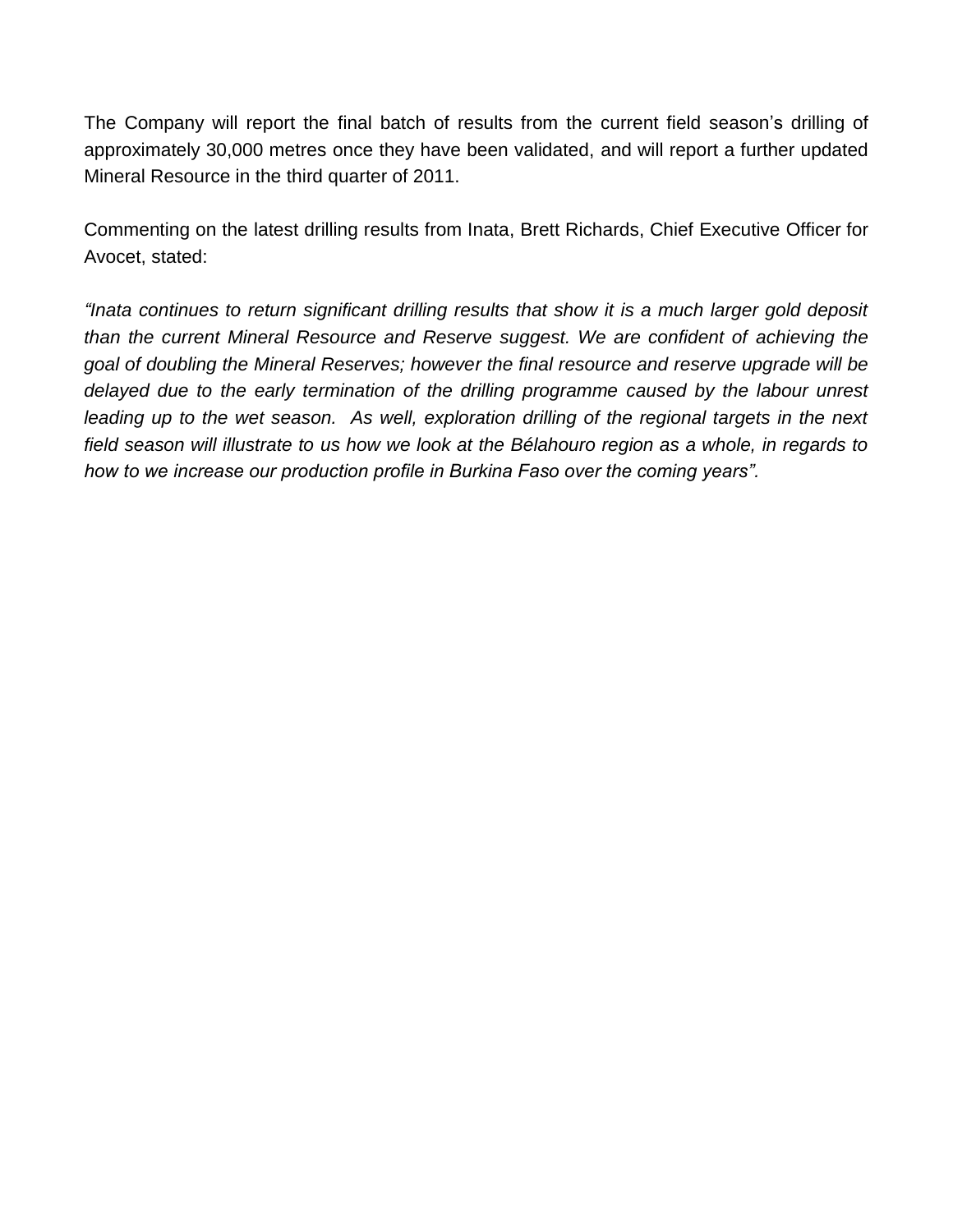The Company will report the final batch of results from the current field season's drilling of approximately 30,000 metres once they have been validated, and will report a further updated Mineral Resource in the third quarter of 2011.

Commenting on the latest drilling results from Inata, Brett Richards, Chief Executive Officer for Avocet, stated:

*"Inata continues to return significant drilling results that show it is a much larger gold deposit than the current Mineral Resource and Reserve suggest. We are confident of achieving the goal of doubling the Mineral Reserves; however the final resource and reserve upgrade will be delayed due to the early termination of the drilling programme caused by the labour unrest leading up to the wet season. As well, exploration drilling of the regional targets in the next field season will illustrate to us how we look at the Bélahouro region as a whole, in regards to how to we increase our production profile in Burkina Faso over the coming years".*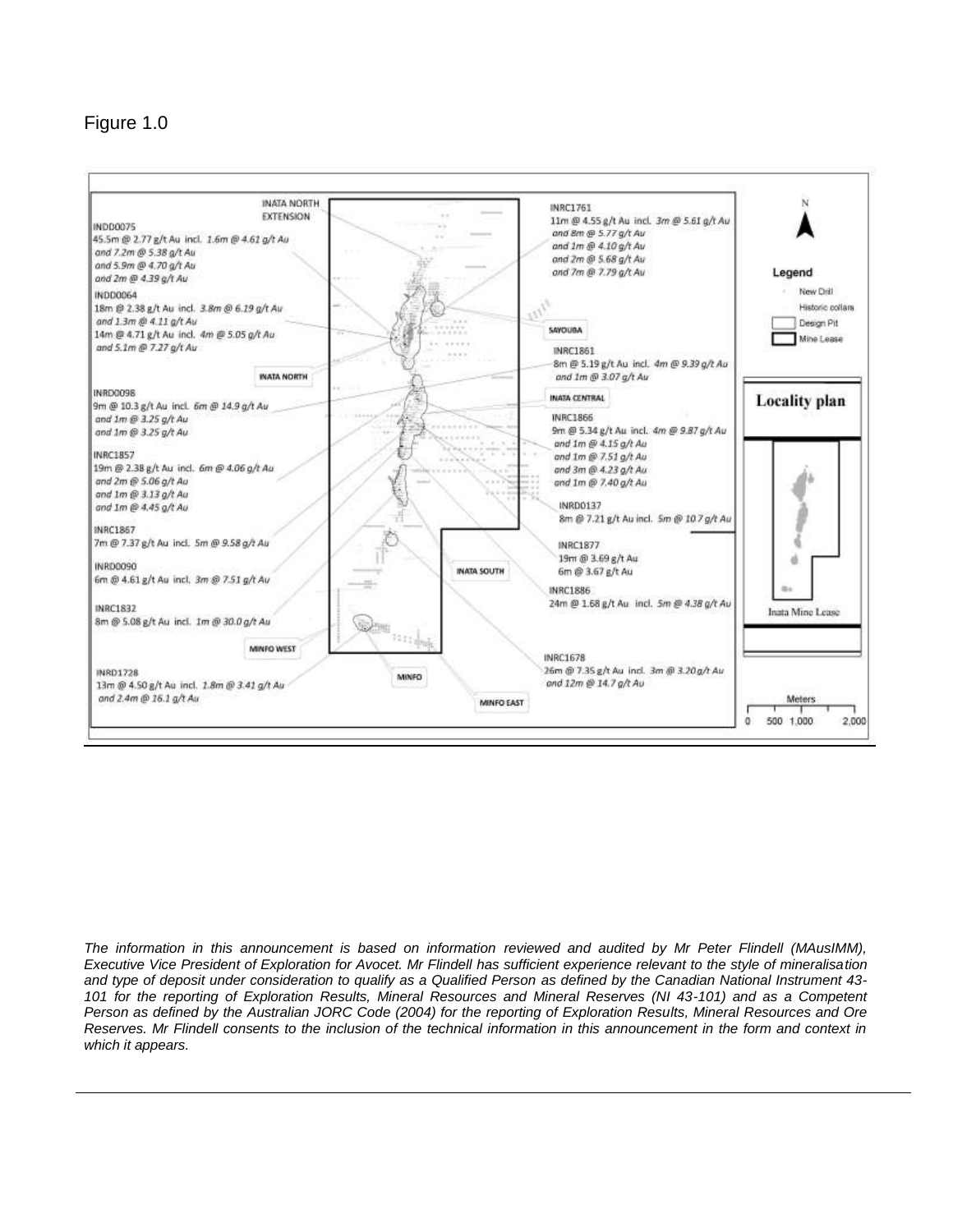Figure 1.0

*The information in this announcement is based on information reviewed and audited by Mr Peter Flindell (MAusIMM), Executive Vice President of Exploration for Avocet. Mr Flindell has sufficient experience relevant to the style of mineralisation and type of deposit under consideration to qualify as a Qualified Person as defined by the Canadian National Instrument 43-101 for the reporting of Exploration Results, Mineral Resources and Mineral Reserves (NI 43-101) and as a Competent Person as defined by the Australian JORC Code (2004) for the reporting of Exploration Results, Mineral Resources and Ore Reserves. Mr Flindell consents to the inclusion of the technical information in this announcement in the form and context in which it appears.*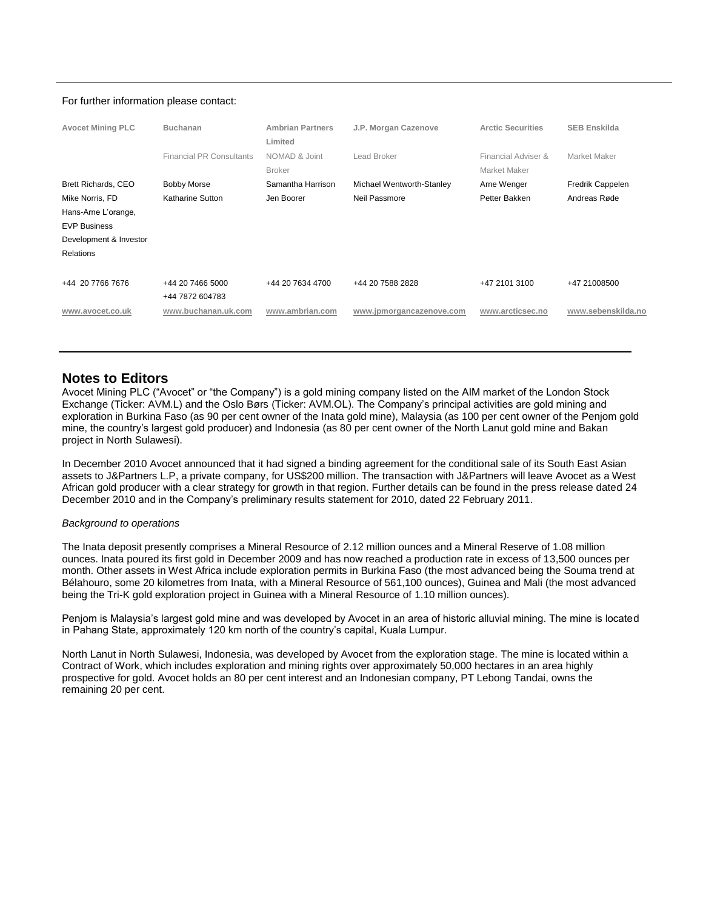For further information please contact:

| Avocet Mining PLC | Buchanan | Ambrian Partners Limited | J.P. Morgan Cazenove | Arctic Securities | SEB Enskilda |
|---|---|---|---|---|---|
| | Financial PR Consultants | NOMAD & Joint Broker | Lead Broker | Financial Adviser & Market Maker | Market Maker |
| Brett Richards, CEO | Bobby Morse | Samantha Harrison | Michael Wentworth-Stanley | Arne Wenger | Fredrik Cappelen |
| Mike Norris, FD | Katharine Sutton | Jen Boorer | Neil Passmore | Petter Bakken | Andreas Røde |
| Hans-Arne L'orange, EVP Business Development & Investor Relations | | | | | |
| +44 20 7766 7676 | +44 20 7466 5000<br>+44 7872 604783 | +44 20 7634 4700 | +44 20 7588 2828 | +47 2101 3100 | +47 21008500 |
| www.avocet.co.uk | www.buchanan.uk.com | www.ambrian.com | www.jpmorgancazenove.com | www.arcticsec.no | www.sebenskilda.no |

## Notes to Editors

Avocet Mining PLC ("Avocet" or "the Company") is a gold mining company listed on the AIM market of the London Stock Exchange (Ticker: AVM.L) and the Oslo Børs (Ticker: AVM.OL). The Company's principal activities are gold mining and exploration in Burkina Faso (as 90 per cent owner of the Inata gold mine), Malaysia (as 100 per cent owner of the Penjom gold mine, the country's largest gold producer) and Indonesia (as 80 per cent owner of the North Lanut gold mine and Bakan project in North Sulawesi).

In December 2010 Avocet announced that it had signed a binding agreement for the conditional sale of its South East Asian assets to J&Partners L.P, a private company, for US$200 million. The transaction with J&Partners will leave Avocet as a West African gold producer with a clear strategy for growth in that region. Further details can be found in the press release dated 24 December 2010 and in the Company's preliminary results statement for 2010, dated 22 February 2011.

*Background to operations*

The Inata deposit presently comprises a Mineral Resource of 2.12 million ounces and a Mineral Reserve of 1.08 million ounces. Inata poured its first gold in December 2009 and has now reached a production rate in excess of 13,500 ounces per month. Other assets in West Africa include exploration permits in Burkina Faso (the most advanced being the Souma trend at Bélahouro, some 20 kilometres from Inata, with a Mineral Resource of 561,100 ounces), Guinea and Mali (the most advanced being the Tri-K gold exploration project in Guinea with a Mineral Resource of 1.10 million ounces).

Penjom is Malaysia's largest gold mine and was developed by Avocet in an area of historic alluvial mining. The mine is located in Pahang State, approximately 120 km north of the country's capital, Kuala Lumpur.

North Lanut in North Sulawesi, Indonesia, was developed by Avocet from the exploration stage. The mine is located within a Contract of Work, which includes exploration and mining rights over approximately 50,000 hectares in an area highly prospective for gold. Avocet holds an 80 per cent interest and an Indonesian company, PT Lebong Tandai, owns the remaining 20 per cent.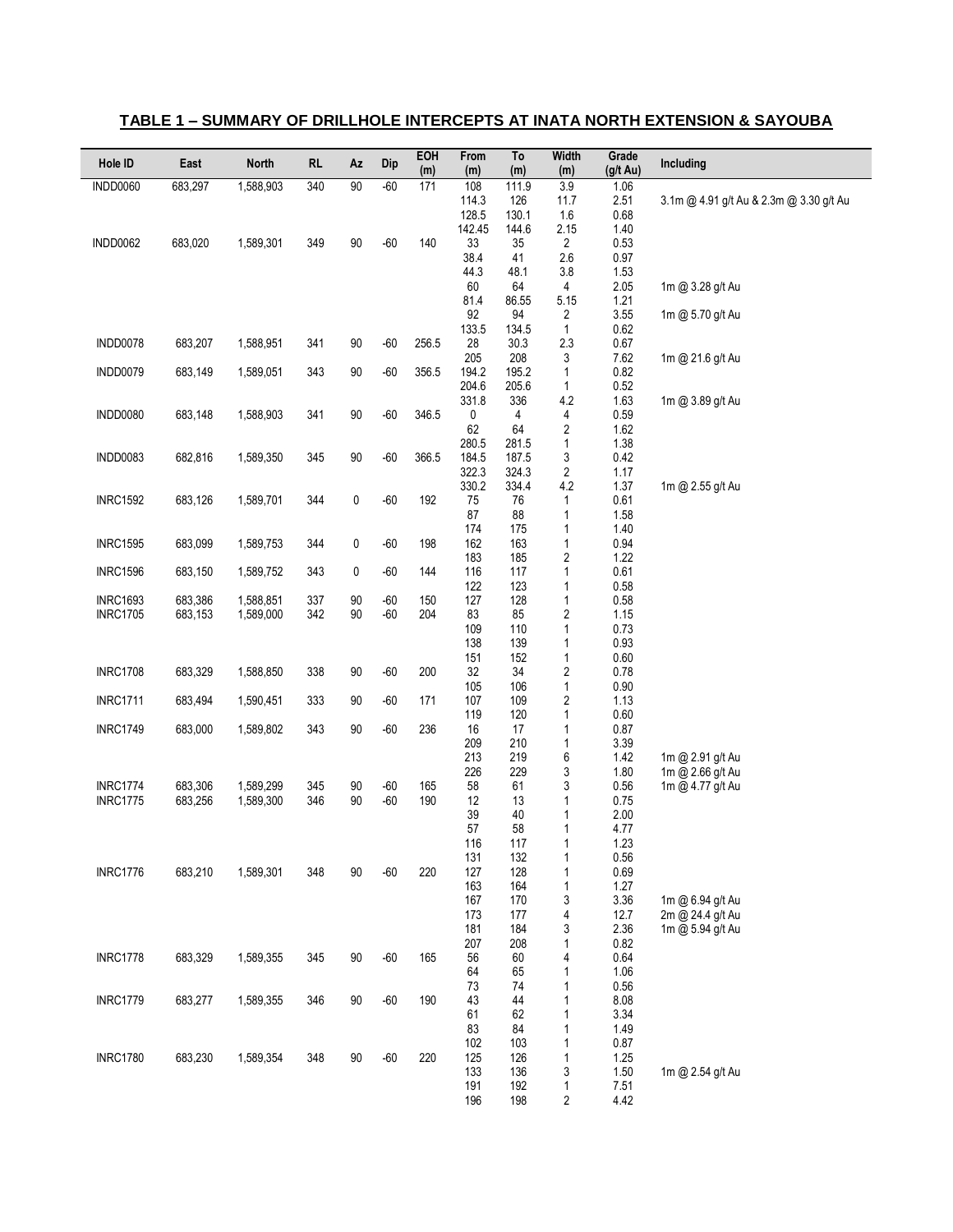## TABLE 1 – SUMMARY OF DRILLHOLE INTERCEPTS AT INATA NORTH EXTENSION & SAYOUBA

| Hole ID | East | North | RL | Az | Dip | EOH (m) | From (m) | To (m) | Width (m) | Grade (g/t Au) | Including |
|---|---|---|---|---|---|---|---|---|---|---|---|
| INDD0060 | 683,297 | 1,588,903 | 340 | 90 | -60 | 171 | 108 | 111.9 | 3.9 | 1.06 | |
| | | | | | | | 114.3 | 126 | 11.7 | 2.51 | 3.1m @ 4.91 g/t Au & 2.3m @ 3.30 g/t Au |
| | | | | | | | 128.5 | 130.1 | 1.6 | 0.68 | |
| | | | | | | | 142.45 | 144.6 | 2.15 | 1.40 | |
| INDD0062 | 683,020 | 1,589,301 | 349 | 90 | -60 | 140 | 33 | 35 | 2 | 0.53 | |
| | | | | | | | 38.4 | 41 | 2.6 | 0.97 | |
| | | | | | | | 44.3 | 48.1 | 3.8 | 1.53 | |
| | | | | | | | 60 | 64 | 4 | 2.05 | 1m @ 3.28 g/t Au |
| | | | | | | | 81.4 | 86.55 | 5.15 | 1.21 | |
| | | | | | | | 92 | 94 | 2 | 3.55 | 1m @ 5.70 g/t Au |
| | | | | | | | 133.5 | 134.5 | 1 | 0.62 | |
| INDD0078 | 683,207 | 1,588,951 | 341 | 90 | -60 | 256.5 | 28 | 30.3 | 2.3 | 0.67 | |
| | | | | | | | 205 | 208 | 3 | 7.62 | 1m @ 21.6 g/t Au |
| INDD0079 | 683,149 | 1,589,051 | 343 | 90 | -60 | 356.5 | 194.2 | 195.2 | 1 | 0.82 | |
| | | | | | | | 204.6 | 205.6 | 1 | 0.52 | |
| | | | | | | | 331.8 | 336 | 4.2 | 1.63 | 1m @ 3.89 g/t Au |
| INDD0080 | 683,148 | 1,588,903 | 341 | 90 | -60 | 346.5 | 0 | 4 | 4 | 0.59 | |
| | | | | | | | 62 | 64 | 2 | 1.62 | |
| | | | | | | | 280.5 | 281.5 | 1 | 1.38 | |
| INDD0083 | 682,816 | 1,589,350 | 345 | 90 | -60 | 366.5 | 184.5 | 187.5 | 3 | 0.42 | |
| | | | | | | | 322.3 | 324.3 | 2 | 1.17 | |
| | | | | | | | 330.2 | 334.4 | 4.2 | 1.37 | 1m @ 2.55 g/t Au |
| INRC1592 | 683,126 | 1,589,701 | 344 | 0 | -60 | 192 | 75 | 76 | 1 | 0.61 | |
| | | | | | | | 87 | 88 | 1 | 1.58 | |
| | | | | | | | 174 | 175 | 1 | 1.40 | |
| INRC1595 | 683,099 | 1,589,753 | 344 | 0 | -60 | 198 | 162 | 163 | 1 | 0.94 | |
| | | | | | | | 183 | 185 | 2 | 1.22 | |
| INRC1596 | 683,150 | 1,589,752 | 343 | 0 | -60 | 144 | 116 | 117 | 1 | 0.61 | |
| | | | | | | | 122 | 123 | 1 | 0.58 | |
| INRC1693 | 683,386 | 1,588,851 | 337 | 90 | -60 | 150 | 127 | 128 | 1 | 0.58 | |
| INRC1705 | 683,153 | 1,589,000 | 342 | 90 | -60 | 204 | 83 | 85 | 2 | 1.15 | |
| | | | | | | | 109 | 110 | 1 | 0.73 | |
| | | | | | | | 138 | 139 | 1 | 0.93 | |
| | | | | | | | 151 | 152 | 1 | 0.60 | |
| INRC1708 | 683,329 | 1,588,850 | 338 | 90 | -60 | 200 | 32 | 34 | 2 | 0.78 | |
| | | | | | | | 105 | 106 | 1 | 0.90 | |
| INRC1711 | 683,494 | 1,590,451 | 333 | 90 | -60 | 171 | 107 | 109 | 2 | 1.13 | |
| | | | | | | | 119 | 120 | 1 | 0.60 | |
| INRC1749 | 683,000 | 1,589,802 | 343 | 90 | -60 | 236 | 16 | 17 | 1 | 0.87 | |
| | | | | | | | 209 | 210 | 1 | 3.39 | |
| | | | | | | | 213 | 219 | 6 | 1.42 | 1m @ 2.91 g/t Au |
| | | | | | | | 226 | 229 | 3 | 1.80 | 1m @ 2.66 g/t Au |
| INRC1774 | 683,306 | 1,589,299 | 345 | 90 | -60 | 165 | 58 | 61 | 3 | 0.56 | 1m @ 4.77 g/t Au |
| INRC1775 | 683,256 | 1,589,300 | 346 | 90 | -60 | 190 | 12 | 13 | 1 | 0.75 | |
| | | | | | | | 39 | 40 | 1 | 2.00 | |
| | | | | | | | 57 | 58 | 1 | 4.77 | |
| | | | | | | | 116 | 117 | 1 | 1.23 | |
| | | | | | | | 131 | 132 | 1 | 0.56 | |
| INRC1776 | 683,210 | 1,589,301 | 348 | 90 | -60 | 220 | 127 | 128 | 1 | 0.69 | |
| | | | | | | | 163 | 164 | 1 | 1.27 | |
| | | | | | | | 167 | 170 | 3 | 3.36 | 1m @ 6.94 g/t Au |
| | | | | | | | 173 | 177 | 4 | 12.7 | 2m @ 24.4 g/t Au |
| | | | | | | | 181 | 184 | 3 | 2.36 | 1m @ 5.94 g/t Au |
| | | | | | | | 207 | 208 | 1 | 0.82 | |
| INRC1778 | 683,329 | 1,589,355 | 345 | 90 | -60 | 165 | 56 | 60 | 4 | 0.64 | |
| | | | | | | | 64 | 65 | 1 | 1.06 | |
| | | | | | | | 73 | 74 | 1 | 0.56 | |
| INRC1779 | 683,277 | 1,589,355 | 346 | 90 | -60 | 190 | 43 | 44 | 1 | 8.08 | |
| | | | | | | | 61 | 62 | 1 | 3.34 | |
| | | | | | | | 83 | 84 | 1 | 1.49 | |
| | | | | | | | 102 | 103 | 1 | 0.87 | |
| INRC1780 | 683,230 | 1,589,354 | 348 | 90 | -60 | 220 | 125 | 126 | 1 | 1.25 | |
| | | | | | | | 133 | 136 | 3 | 1.50 | 1m @ 2.54 g/t Au |
| | | | | | | | 191 | 192 | 1 | 7.51 | |
| | | | | | | | 196 | 198 | 2 | 4.42 | |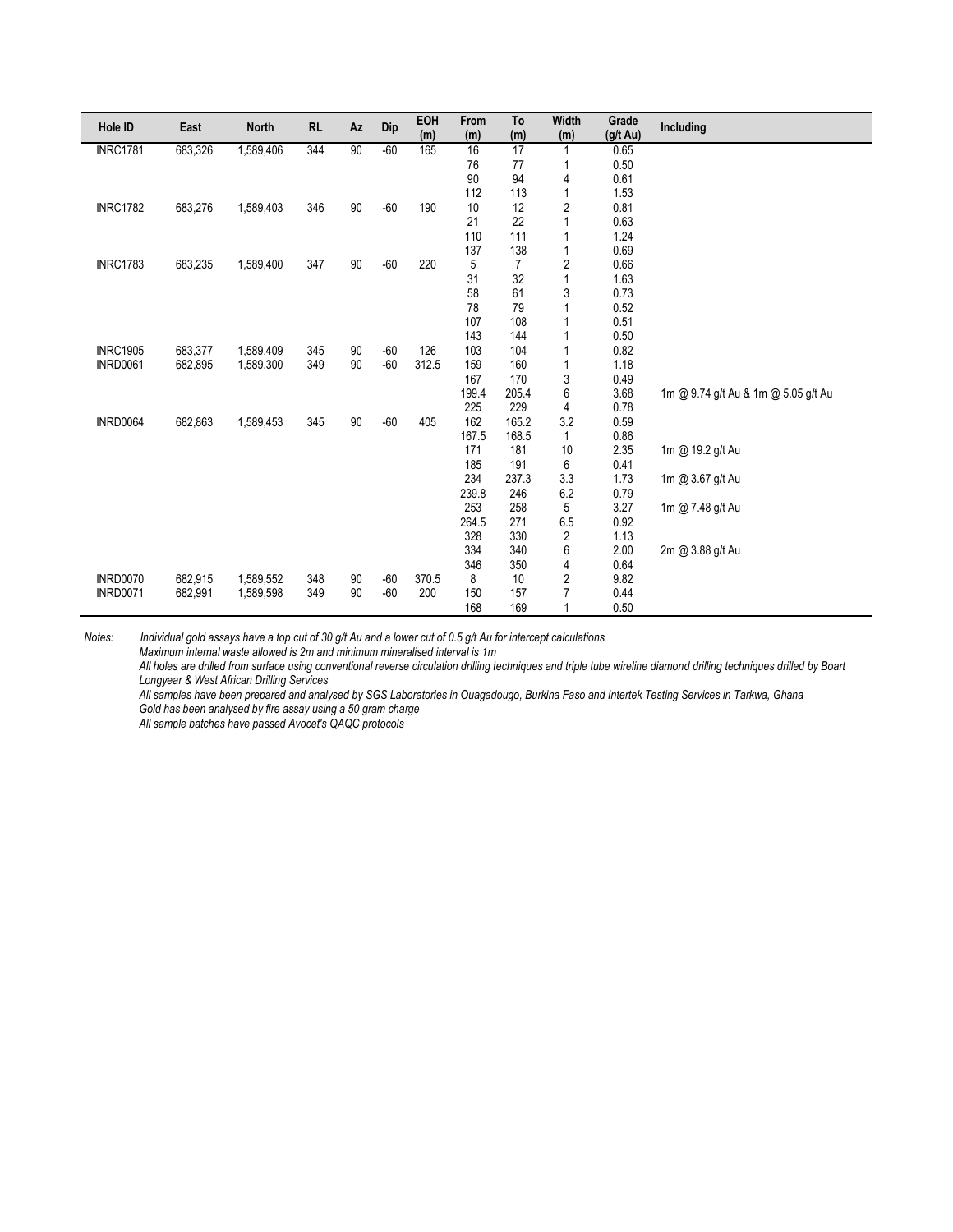| Hole ID | East | North | RL | Az | Dip | EOH (m) | From (m) | To (m) | Width (m) | Grade (g/t Au) | Including |
|---|---|---|---|---|---|---|---|---|---|---|---|
| INRC1781 | 683,326 | 1,589,406 | 344 | 90 | -60 | 165 | 16 | 17 | 1 | 0.65 | |
| | | | | | | | 76 | 77 | 1 | 0.50 | |
| | | | | | | | 90 | 94 | 4 | 0.61 | |
| | | | | | | | 112 | 113 | 1 | 1.53 | |
| INRC1782 | 683,276 | 1,589,403 | 346 | 90 | -60 | 190 | 10 | 12 | 2 | 0.81 | |
| | | | | | | | 21 | 22 | 1 | 0.63 | |
| | | | | | | | 110 | 111 | 1 | 1.24 | |
| | | | | | | | 137 | 138 | 1 | 0.69 | |
| INRC1783 | 683,235 | 1,589,400 | 347 | 90 | -60 | 220 | 5 | 7 | 2 | 0.66 | |
| | | | | | | | 31 | 32 | 1 | 1.63 | |
| | | | | | | | 58 | 61 | 3 | 0.73 | |
| | | | | | | | 78 | 79 | 1 | 0.52 | |
| | | | | | | | 107 | 108 | 1 | 0.51 | |
| | | | | | | | 143 | 144 | 1 | 0.50 | |
| INRC1905 | 683,377 | 1,589,409 | 345 | 90 | -60 | 126 | 103 | 104 | 1 | 0.82 | |
| INRD0061 | 682,895 | 1,589,300 | 349 | 90 | -60 | 312.5 | 159 | 160 | 1 | 1.18 | |
| | | | | | | | 167 | 170 | 3 | 0.49 | |
| | | | | | | | 199.4 | 205.4 | 6 | 3.68 | 1m @ 9.74 g/t Au & 1m @ 5.05 g/t Au |
| | | | | | | | 225 | 229 | 4 | 0.78 | |
| INRD0064 | 682,863 | 1,589,453 | 345 | 90 | -60 | 405 | 162 | 165.2 | 3.2 | 0.59 | |
| | | | | | | | 167.5 | 168.5 | 1 | 0.86 | |
| | | | | | | | 171 | 181 | 10 | 2.35 | 1m @ 19.2 g/t Au |
| | | | | | | | 185 | 191 | 6 | 0.41 | |
| | | | | | | | 234 | 237.3 | 3.3 | 1.73 | 1m @ 3.67 g/t Au |
| | | | | | | | 239.8 | 246 | 6.2 | 0.79 | |
| | | | | | | | 253 | 258 | 5 | 3.27 | 1m @ 7.48 g/t Au |
| | | | | | | | 264.5 | 271 | 6.5 | 0.92 | |
| | | | | | | | 328 | 330 | 2 | 1.13 | |
| | | | | | | | 334 | 340 | 6 | 2.00 | 2m @ 3.88 g/t Au |
| | | | | | | | 346 | 350 | 4 | 0.64 | |
| INRD0070 | 682,915 | 1,589,552 | 348 | 90 | -60 | 370.5 | 8 | 10 | 2 | 9.82 | |
| INRD0071 | 682,991 | 1,589,598 | 349 | 90 | -60 | 200 | 150 | 157 | 7 | 0.44 | |
| | | | | | | | 168 | 169 | 1 | 0.50 | |

*Notes:*

*Individual gold assays have a top cut of 30 g/t Au and a lower cut of 0.5 g/t Au for intercept calculations*

*Maximum internal waste allowed is 2m and minimum mineralised interval is 1m*

*All holes are drilled from surface using conventional reverse circulation drilling techniques and triple tube wireline diamond drilling techniques drilled by Boart Longyear & West African Drilling Services*

*All samples have been prepared and analysed by SGS Laboratories in Ouagadougo, Burkina Faso and Intertek Testing Services in Tarkwa, Ghana*

*Gold has been analysed by fire assay using a 50 gram charge*

*All sample batches have passed Avocet's QAQC protocols*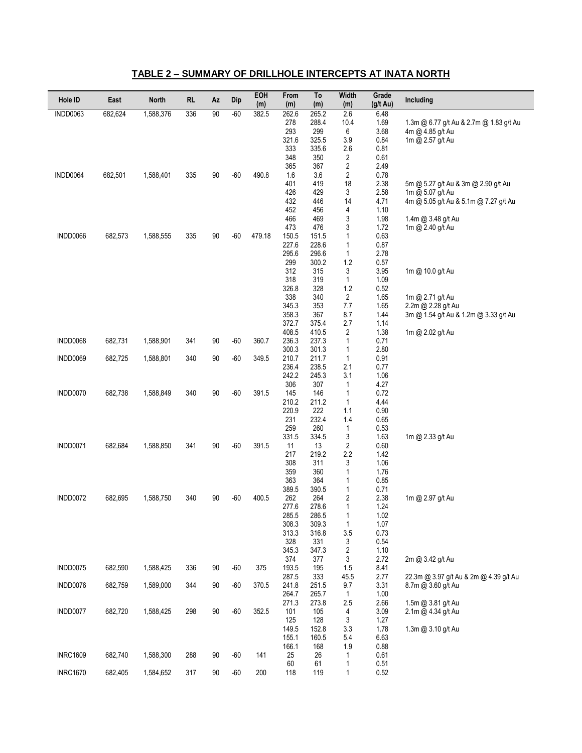## TABLE 2 – SUMMARY OF DRILLHOLE INTERCEPTS AT INATA NORTH

| Hole ID | East | North | RL | Az | Dip | EOH (m) | From (m) | To (m) | Width (m) | Grade (g/t Au) | Including |
|---|---|---|---|---|---|---|---|---|---|---|---|
| INDD0063 | 682,624 | 1,588,376 | 336 | 90 | -60 | 382.5 | 262.6 | 265.2 | 2.6 | 6.48 | |
| | | | | | | | 278 | 288.4 | 10.4 | 1.69 | 1.3m @ 6.77 g/t Au & 2.7m @ 1.83 g/t Au |
| | | | | | | | 293 | 299 | 6 | 3.68 | 4m @ 4.85 g/t Au |
| | | | | | | | 321.6 | 325.5 | 3.9 | 0.84 | 1m @ 2.57 g/t Au |
| | | | | | | | 333 | 335.6 | 2.6 | 0.81 | |
| | | | | | | | 348 | 350 | 2 | 0.61 | |
| | | | | | | | 365 | 367 | 2 | 2.49 | |
| INDD0064 | 682,501 | 1,588,401 | 335 | 90 | -60 | 490.8 | 1.6 | 3.6 | 2 | 0.78 | |
| | | | | | | | 401 | 419 | 18 | 2.38 | 5m @ 5.27 g/t Au & 3m @ 2.90 g/t Au |
| | | | | | | | 426 | 429 | 3 | 2.58 | 1m @ 5.07 g/t Au |
| | | | | | | | 432 | 446 | 14 | 4.71 | 4m @ 5.05 g/t Au & 5.1m @ 7.27 g/t Au |
| | | | | | | | 452 | 456 | 4 | 1.10 | |
| | | | | | | | 466 | 469 | 3 | 1.98 | 1.4m @ 3.48 g/t Au |
| | | | | | | | 473 | 476 | 3 | 1.72 | 1m @ 2.40 g/t Au |
| INDD0066 | 682,573 | 1,588,555 | 335 | 90 | -60 | 479.18 | 150.5 | 151.5 | 1 | 0.63 | |
| | | | | | | | 227.6 | 228.6 | 1 | 0.87 | |
| | | | | | | | 295.6 | 296.6 | 1 | 2.78 | |
| | | | | | | | 299 | 300.2 | 1.2 | 0.57 | |
| | | | | | | | 312 | 315 | 3 | 3.95 | 1m @ 10.0 g/t Au |
| | | | | | | | 318 | 319 | 1 | 1.09 | |
| | | | | | | | 326.8 | 328 | 1.2 | 0.52 | |
| | | | | | | | 338 | 340 | 2 | 1.65 | 1m @ 2.71 g/t Au |
| | | | | | | | 345.3 | 353 | 7.7 | 1.65 | 2.2m @ 2.28 g/t Au |
| | | | | | | | 358.3 | 367 | 8.7 | 1.44 | 3m @ 1.54 g/t Au & 1.2m @ 3.33 g/t Au |
| | | | | | | | 372.7 | 375.4 | 2.7 | 1.14 | |
| | | | | | | | 408.5 | 410.5 | 2 | 1.38 | 1m @ 2.02 g/t Au |
| INDD0068 | 682,731 | 1,588,901 | 341 | 90 | -60 | 360.7 | 236.3 | 237.3 | 1 | 0.71 | |
| | | | | | | | 300.3 | 301.3 | 1 | 2.80 | |
| INDD0069 | 682,725 | 1,588,801 | 340 | 90 | -60 | 349.5 | 210.7 | 211.7 | 1 | 0.91 | |
| | | | | | | | 236.4 | 238.5 | 2.1 | 0.77 | |
| | | | | | | | 242.2 | 245.3 | 3.1 | 1.06 | |
| | | | | | | | 306 | 307 | 1 | 4.27 | |
| INDD0070 | 682,738 | 1,588,849 | 340 | 90 | -60 | 391.5 | 145 | 146 | 1 | 0.72 | |
| | | | | | | | 210.2 | 211.2 | 1 | 4.44 | |
| | | | | | | | 220.9 | 222 | 1.1 | 0.90 | |
| | | | | | | | 231 | 232.4 | 1.4 | 0.65 | |
| | | | | | | | 259 | 260 | 1 | 0.53 | |
| | | | | | | | 331.5 | 334.5 | 3 | 1.63 | 1m @ 2.33 g/t Au |
| INDD0071 | 682,684 | 1,588,850 | 341 | 90 | -60 | 391.5 | 11 | 13 | 2 | 0.60 | |
| | | | | | | | 217 | 219.2 | 2.2 | 1.42 | |
| | | | | | | | 308 | 311 | 3 | 1.06 | |
| | | | | | | | 359 | 360 | 1 | 1.76 | |
| | | | | | | | 363 | 364 | 1 | 0.85 | |
| | | | | | | | 389.5 | 390.5 | 1 | 0.71 | |
| INDD0072 | 682,695 | 1,588,750 | 340 | 90 | -60 | 400.5 | 262 | 264 | 2 | 2.38 | 1m @ 2.97 g/t Au |
| | | | | | | | 277.6 | 278.6 | 1 | 1.24 | |
| | | | | | | | 285.5 | 286.5 | 1 | 1.02 | |
| | | | | | | | 308.3 | 309.3 | 1 | 1.07 | |
| | | | | | | | 313.3 | 316.8 | 3.5 | 0.73 | |
| | | | | | | | 328 | 331 | 3 | 0.54 | |
| | | | | | | | 345.3 | 347.3 | 2 | 1.10 | |
| | | | | | | | 374 | 377 | 3 | 2.72 | 2m @ 3.42 g/t Au |
| INDD0075 | 682,590 | 1,588,425 | 336 | 90 | -60 | 375 | 193.5 | 195 | 1.5 | 8.41 | |
| | | | | | | | 287.5 | 333 | 45.5 | 2.77 | 22.3m @ 3.97 g/t Au & 2m @ 4.39 g/t Au |
| INDD0076 | 682,759 | 1,589,000 | 344 | 90 | -60 | 370.5 | 241.8 | 251.5 | 9.7 | 3.31 | 8.7m @ 3.60 g/t Au |
| | | | | | | | 264.7 | 265.7 | 1 | 1.00 | |
| | | | | | | | 271.3 | 273.8 | 2.5 | 2.66 | 1.5m @ 3.81 g/t Au |
| INDD0077 | 682,720 | 1,588,425 | 298 | 90 | -60 | 352.5 | 101 | 105 | 4 | 3.09 | 2.1m @ 4.34 g/t Au |
| | | | | | | | 125 | 128 | 3 | 1.27 | |
| | | | | | | | 149.5 | 152.8 | 3.3 | 1.78 | 1.3m @ 3.10 g/t Au |
| | | | | | | | 155.1 | 160.5 | 5.4 | 6.63 | |
| | | | | | | | 166.1 | 168 | 1.9 | 0.88 | |
| INRC1609 | 682,740 | 1,588,300 | 288 | 90 | -60 | 141 | 25 | 26 | 1 | 0.61 | |
| | | | | | | | 60 | 61 | 1 | 0.51 | |
| INRC1670 | 682,405 | 1,584,652 | 317 | 90 | -60 | 200 | 118 | 119 | 1 | 0.52 | |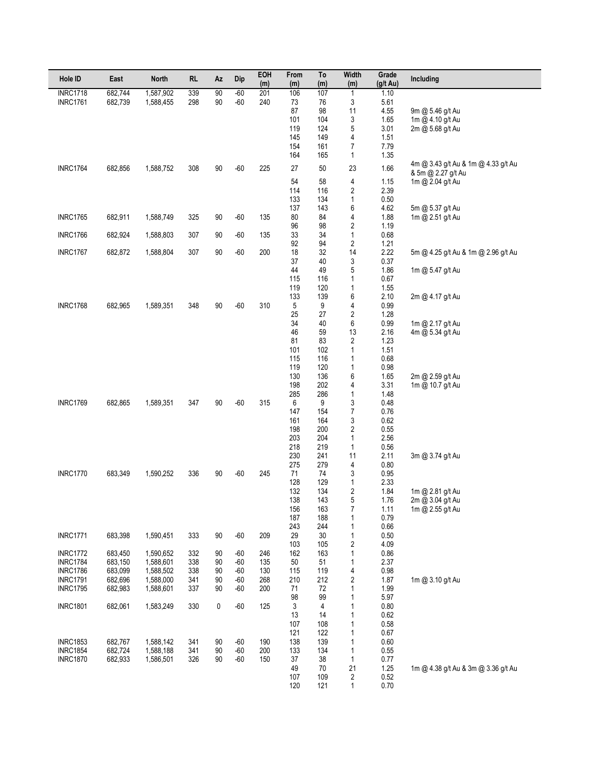| Hole ID | East | North | RL | Az | Dip | EOH (m) | From (m) | To (m) | Width (m) | Grade (g/t Au) | Including |
|---|---|---|---|---|---|---|---|---|---|---|---|
| INRC1718 | 682,744 | 1,587,902 | 339 | 90 | -60 | 201 | 106 | 107 | 1 | 1.10 | |
| INRC1761 | 682,739 | 1,588,455 | 298 | 90 | -60 | 240 | 73 | 76 | 3 | 5.61 | |
| | | | | | | | 87 | 98 | 11 | 4.55 | 9m @ 5.46 g/t Au |
| | | | | | | | 101 | 104 | 3 | 1.65 | 1m @ 4.10 g/t Au |
| | | | | | | | 119 | 124 | 5 | 3.01 | 2m @ 5.68 g/t Au |
| | | | | | | | 145 | 149 | 4 | 1.51 | |
| | | | | | | | 154 | 161 | 7 | 7.79 | |
| | | | | | | | 164 | 165 | 1 | 1.35 | |
| INRC1764 | 682,856 | 1,588,752 | 308 | 90 | -60 | 225 | 27 | 50 | 23 | 1.66 | 4m @ 3.43 g/t Au & 1m @ 4.33 g/t Au & 5m @ 2.27 g/t Au |
| | | | | | | | 54 | 58 | 4 | 1.15 | 1m @ 2.04 g/t Au |
| | | | | | | | 114 | 116 | 2 | 2.39 | |
| | | | | | | | 133 | 134 | 1 | 0.50 | |
| | | | | | | | 137 | 143 | 6 | 4.62 | 5m @ 5.37 g/t Au |
| INRC1765 | 682,911 | 1,588,749 | 325 | 90 | -60 | 135 | 80 | 84 | 4 | 1.88 | 1m @ 2.51 g/t Au |
| | | | | | | | 96 | 98 | 2 | 1.19 | |
| INRC1766 | 682,924 | 1,588,803 | 307 | 90 | -60 | 135 | 33 | 34 | 1 | 0.68 | |
| | | | | | | | 92 | 94 | 2 | 1.21 | |
| INRC1767 | 682,872 | 1,588,804 | 307 | 90 | -60 | 200 | 18 | 32 | 14 | 2.22 | 5m @ 4.25 g/t Au & 1m @ 2.96 g/t Au |
| | | | | | | | 37 | 40 | 3 | 0.37 | |
| | | | | | | | 44 | 49 | 5 | 1.86 | 1m @ 5.47 g/t Au |
| | | | | | | | 115 | 116 | 1 | 0.67 | |
| | | | | | | | 119 | 120 | 1 | 1.55 | |
| | | | | | | | 133 | 139 | 6 | 2.10 | 2m @ 4.17 g/t Au |
| INRC1768 | 682,965 | 1,589,351 | 348 | 90 | -60 | 310 | 5 | 9 | 4 | 0.99 | |
| | | | | | | | 25 | 27 | 2 | 1.28 | |
| | | | | | | | 34 | 40 | 6 | 0.99 | 1m @ 2.17 g/t Au |
| | | | | | | | 46 | 59 | 13 | 2.16 | 4m @ 5.34 g/t Au |
| | | | | | | | 81 | 83 | 2 | 1.23 | |
| | | | | | | | 101 | 102 | 1 | 1.51 | |
| | | | | | | | 115 | 116 | 1 | 0.68 | |
| | | | | | | | 119 | 120 | 1 | 0.98 | |
| | | | | | | | 130 | 136 | 6 | 1.65 | 2m @ 2.59 g/t Au |
| | | | | | | | 198 | 202 | 4 | 3.31 | 1m @ 10.7 g/t Au |
| | | | | | | | 285 | 286 | 1 | 1.48 | |
| INRC1769 | 682,865 | 1,589,351 | 347 | 90 | -60 | 315 | 6 | 9 | 3 | 0.48 | |
| | | | | | | | 147 | 154 | 7 | 0.76 | |
| | | | | | | | 161 | 164 | 3 | 0.62 | |
| | | | | | | | 198 | 200 | 2 | 0.55 | |
| | | | | | | | 203 | 204 | 1 | 2.56 | |
| | | | | | | | 218 | 219 | 1 | 0.56 | |
| | | | | | | | 230 | 241 | 11 | 2.11 | 3m @ 3.74 g/t Au |
| | | | | | | | 275 | 279 | 4 | 0.80 | |
| INRC1770 | 683,349 | 1,590,252 | 336 | 90 | -60 | 245 | 71 | 74 | 3 | 0.95 | |
| | | | | | | | 128 | 129 | 1 | 2.33 | |
| | | | | | | | 132 | 134 | 2 | 1.84 | 1m @ 2.81 g/t Au |
| | | | | | | | 138 | 143 | 5 | 1.76 | 2m @ 3.04 g/t Au |
| | | | | | | | 156 | 163 | 7 | 1.11 | 1m @ 2.55 g/t Au |
| | | | | | | | 187 | 188 | 1 | 0.79 | |
| | | | | | | | 243 | 244 | 1 | 0.66 | |
| INRC1771 | 683,398 | 1,590,451 | 333 | 90 | -60 | 209 | 29 | 30 | 1 | 0.50 | |
| | | | | | | | 103 | 105 | 2 | 4.09 | |
| INRC1772 | 683,450 | 1,590,652 | 332 | 90 | -60 | 246 | 162 | 163 | 1 | 0.86 | |
| INRC1784 | 683,150 | 1,588,601 | 338 | 90 | -60 | 135 | 50 | 51 | 1 | 2.37 | |
| INRC1786 | 683,099 | 1,588,502 | 338 | 90 | -60 | 130 | 115 | 119 | 4 | 0.98 | |
| INRC1791 | 682,696 | 1,588,000 | 341 | 90 | -60 | 268 | 210 | 212 | 2 | 1.87 | 1m @ 3.10 g/t Au |
| INRC1795 | 682,983 | 1,588,601 | 337 | 90 | -60 | 200 | 71 | 72 | 1 | 1.99 | |
| | | | | | | | 98 | 99 | 1 | 5.97 | |
| INRC1801 | 682,061 | 1,583,249 | 330 | 0 | -60 | 125 | 3 | 4 | 1 | 0.80 | |
| | | | | | | | 13 | 14 | 1 | 0.62 | |
| | | | | | | | 107 | 108 | 1 | 0.58 | |
| | | | | | | | 121 | 122 | 1 | 0.67 | |
| INRC1853 | 682,767 | 1,588,142 | 341 | 90 | -60 | 190 | 138 | 139 | 1 | 0.60 | |
| INRC1854 | 682,724 | 1,588,188 | 341 | 90 | -60 | 200 | 133 | 134 | 1 | 0.55 | |
| INRC1870 | 682,933 | 1,586,501 | 326 | 90 | -60 | 150 | 37 | 38 | 1 | 0.77 | |
| | | | | | | | 49 | 70 | 21 | 1.25 | 1m @ 4.38 g/t Au & 3m @ 3.36 g/t Au |
| | | | | | | | 107 | 109 | 2 | 0.52 | |
| | | | | | | | 120 | 121 | 1 | 0.70 | |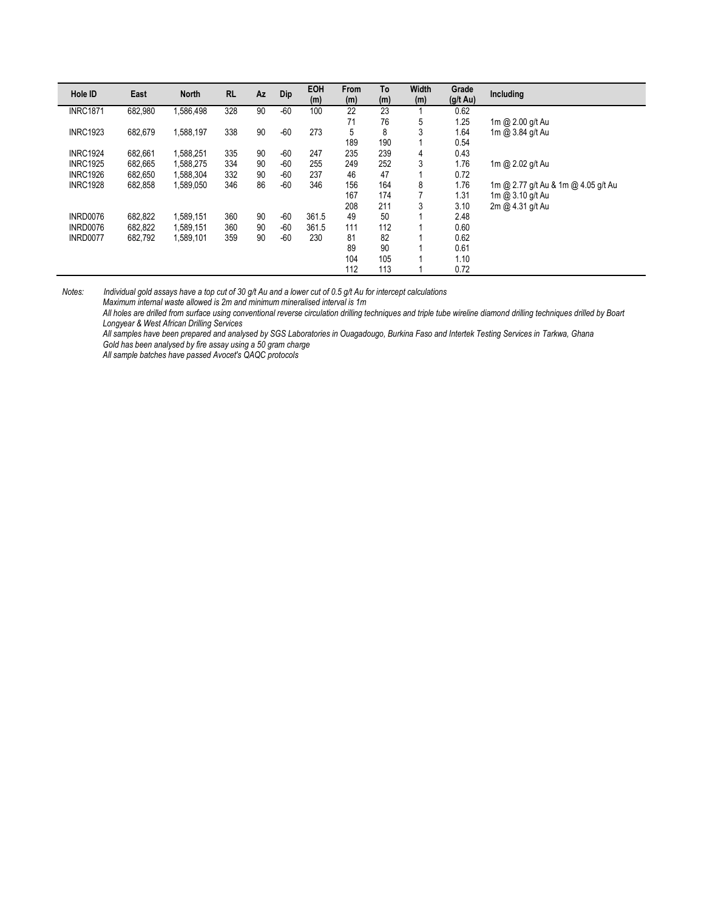| Hole ID | East | North | RL | Az | Dip | EOH (m) | From (m) | To (m) | Width (m) | Grade (g/t Au) | Including |
|---|---|---|---|---|---|---|---|---|---|---|---|
| INRC1871 | 682,980 | 1,586,498 | 328 | 90 | -60 | 100 | 22 | 23 | 1 | 0.62 | |
| | | | | | | | 71 | 76 | 5 | 1.25 | 1m @ 2.00 g/t Au |
| INRC1923 | 682,679 | 1,588,197 | 338 | 90 | -60 | 273 | 5 | 8 | 3 | 1.64 | 1m @ 3.84 g/t Au |
| | | | | | | | 189 | 190 | 1 | 0.54 | |
| INRC1924 | 682,661 | 1,588,251 | 335 | 90 | -60 | 247 | 235 | 239 | 4 | 0.43 | |
| INRC1925 | 682,665 | 1,588,275 | 334 | 90 | -60 | 255 | 249 | 252 | 3 | 1.76 | 1m @ 2.02 g/t Au |
| INRC1926 | 682,650 | 1,588,304 | 332 | 90 | -60 | 237 | 46 | 47 | 1 | 0.72 | |
| INRC1928 | 682,858 | 1,589,050 | 346 | 86 | -60 | 346 | 156 | 164 | 8 | 1.76 | 1m @ 2.77 g/t Au & 1m @ 4.05 g/t Au |
| | | | | | | | 167 | 174 | 7 | 1.31 | 1m @ 3.10 g/t Au |
| | | | | | | | 208 | 211 | 3 | 3.10 | 2m @ 4.31 g/t Au |
| INRD0076 | 682,822 | 1,589,151 | 360 | 90 | -60 | 361.5 | 49 | 50 | 1 | 2.48 | |
| INRD0076 | 682,822 | 1,589,151 | 360 | 90 | -60 | 361.5 | 111 | 112 | 1 | 0.60 | |
| INRD0077 | 682,792 | 1,589,101 | 359 | 90 | -60 | 230 | 81 | 82 | 1 | 0.62 | |
| | | | | | | | 89 | 90 | 1 | 0.61 | |
| | | | | | | | 104 | 105 | 1 | 1.10 | |
| | | | | | | | 112 | 113 | 1 | 0.72 | |

*Notes: Individual gold assays have a top cut of 30 g/t Au and a lower cut of 0.5 g/t Au for intercept calculations*
*Maximum internal waste allowed is 2m and minimum mineralised interval is 1m*
*All holes are drilled from surface using conventional reverse circulation drilling techniques and triple tube wireline diamond drilling techniques drilled by Boart Longyear & West African Drilling Services*
*All samples have been prepared and analysed by SGS Laboratories in Ouagadougo, Burkina Faso and Intertek Testing Services in Tarkwa, Ghana*
*Gold has been analysed by fire assay using a 50 gram charge*
*All sample batches have passed Avocet's QAQC protocols*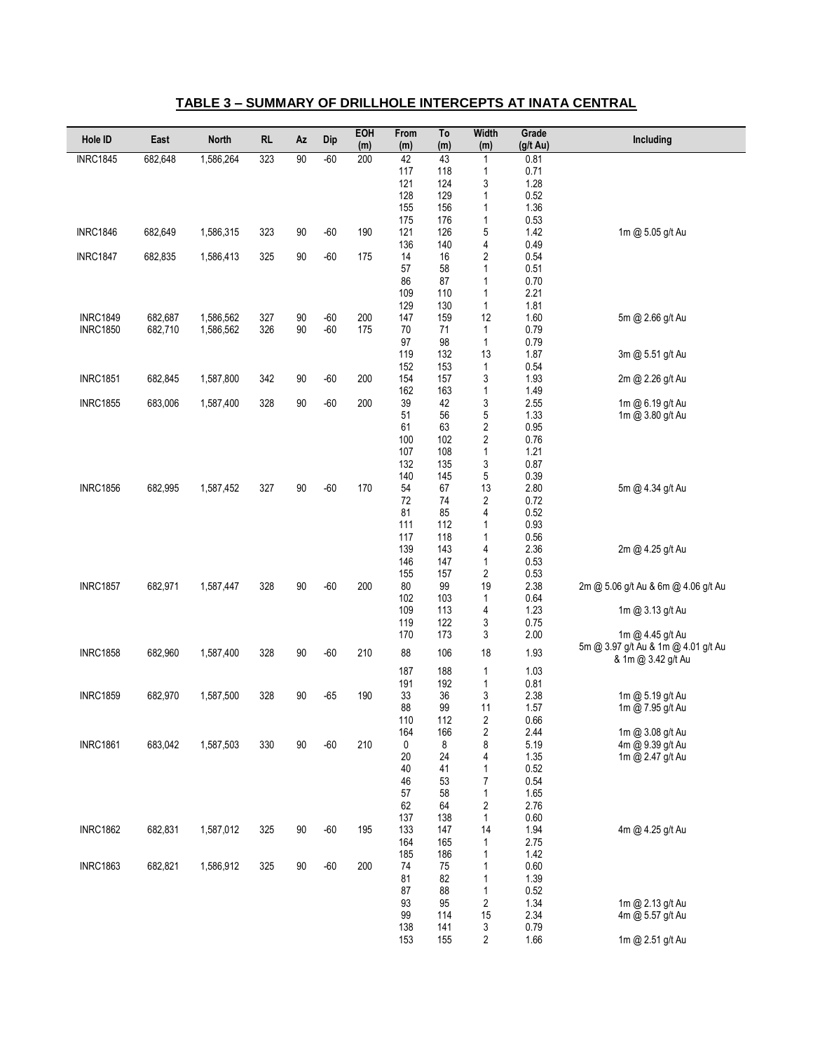## TABLE 3 – SUMMARY OF DRILLHOLE INTERCEPTS AT INATA CENTRAL

| Hole ID | East | North | RL | Az | Dip | EOH (m) | From (m) | To (m) | Width (m) | Grade (g/t Au) | Including |
|---|---|---|---|---|---|---|---|---|---|---|---|
| INRC1845 | 682,648 | 1,586,264 | 323 | 90 | -60 | 200 | 42 | 43 | 1 | 0.81 | |
| | | | | | | | 117 | 118 | 1 | 0.71 | |
| | | | | | | | 121 | 124 | 3 | 1.28 | |
| | | | | | | | 128 | 129 | 1 | 0.52 | |
| | | | | | | | 155 | 156 | 1 | 1.36 | |
| | | | | | | | 175 | 176 | 1 | 0.53 | |
| INRC1846 | 682,649 | 1,586,315 | 323 | 90 | -60 | 190 | 121 | 126 | 5 | 1.42 | 1m @ 5.05 g/t Au |
| | | | | | | | 136 | 140 | 4 | 0.49 | |
| INRC1847 | 682,835 | 1,586,413 | 325 | 90 | -60 | 175 | 14 | 16 | 2 | 0.54 | |
| | | | | | | | 57 | 58 | 1 | 0.51 | |
| | | | | | | | 86 | 87 | 1 | 0.70 | |
| | | | | | | | 109 | 110 | 1 | 2.21 | |
| | | | | | | | 129 | 130 | 1 | 1.81 | |
| INRC1849 | 682,687 | 1,586,562 | 327 | 90 | -60 | 200 | 147 | 159 | 12 | 1.60 | 5m @ 2.66 g/t Au |
| INRC1850 | 682,710 | 1,586,562 | 326 | 90 | -60 | 175 | 70 | 71 | 1 | 0.79 | |
| | | | | | | | 97 | 98 | 1 | 0.79 | |
| | | | | | | | 119 | 132 | 13 | 1.87 | 3m @ 5.51 g/t Au |
| | | | | | | | 152 | 153 | 1 | 0.54 | |
| INRC1851 | 682,845 | 1,587,800 | 342 | 90 | -60 | 200 | 154 | 157 | 3 | 1.93 | 2m @ 2.26 g/t Au |
| | | | | | | | 162 | 163 | 1 | 1.49 | |
| INRC1855 | 683,006 | 1,587,400 | 328 | 90 | -60 | 200 | 39 | 42 | 3 | 2.55 | 1m @ 6.19 g/t Au |
| | | | | | | | 51 | 56 | 5 | 1.33 | 1m @ 3.80 g/t Au |
| | | | | | | | 61 | 63 | 2 | 0.95 | |
| | | | | | | | 100 | 102 | 2 | 0.76 | |
| | | | | | | | 107 | 108 | 1 | 1.21 | |
| | | | | | | | 132 | 135 | 3 | 0.87 | |
| | | | | | | | 140 | 145 | 5 | 0.39 | |
| INRC1856 | 682,995 | 1,587,452 | 327 | 90 | -60 | 170 | 54 | 67 | 13 | 2.80 | 5m @ 4.34 g/t Au |
| | | | | | | | 72 | 74 | 2 | 0.72 | |
| | | | | | | | 81 | 85 | 4 | 0.52 | |
| | | | | | | | 111 | 112 | 1 | 0.93 | |
| | | | | | | | 117 | 118 | 1 | 0.56 | |
| | | | | | | | 139 | 143 | 4 | 2.36 | 2m @ 4.25 g/t Au |
| | | | | | | | 146 | 147 | 1 | 0.53 | |
| | | | | | | | 155 | 157 | 2 | 0.53 | |
| INRC1857 | 682,971 | 1,587,447 | 328 | 90 | -60 | 200 | 80 | 99 | 19 | 2.38 | 2m @ 5.06 g/t Au & 6m @ 4.06 g/t Au |
| | | | | | | | 102 | 103 | 1 | 0.64 | |
| | | | | | | | 109 | 113 | 4 | 1.23 | 1m @ 3.13 g/t Au |
| | | | | | | | 119 | 122 | 3 | 0.75 | |
| | | | | | | | 170 | 173 | 3 | 2.00 | 1m @ 4.45 g/t Au |
| INRC1858 | 682,960 | 1,587,400 | 328 | 90 | -60 | 210 | 88 | 106 | 18 | 1.93 | 5m @ 3.97 g/t Au & 1m @ 4.01 g/t Au & 1m @ 3.42 g/t Au |
| | | | | | | | 187 | 188 | 1 | 1.03 | |
| | | | | | | | 191 | 192 | 1 | 0.81 | |
| INRC1859 | 682,970 | 1,587,500 | 328 | 90 | -65 | 190 | 33 | 36 | 3 | 2.38 | 1m @ 5.19 g/t Au |
| | | | | | | | 88 | 99 | 11 | 1.57 | 1m @ 7.95 g/t Au |
| | | | | | | | 110 | 112 | 2 | 0.66 | |
| | | | | | | | 164 | 166 | 2 | 2.44 | 1m @ 3.08 g/t Au |
| INRC1861 | 683,042 | 1,587,503 | 330 | 90 | -60 | 210 | 0 | 8 | 8 | 5.19 | 4m @ 9.39 g/t Au |
| | | | | | | | 20 | 24 | 4 | 1.35 | 1m @ 2.47 g/t Au |
| | | | | | | | 40 | 41 | 1 | 0.52 | |
| | | | | | | | 46 | 53 | 7 | 0.54 | |
| | | | | | | | 57 | 58 | 1 | 1.65 | |
| | | | | | | | 62 | 64 | 2 | 2.76 | |
| | | | | | | | 137 | 138 | 1 | 0.60 | |
| INRC1862 | 682,831 | 1,587,012 | 325 | 90 | -60 | 195 | 133 | 147 | 14 | 1.94 | 4m @ 4.25 g/t Au |
| | | | | | | | 164 | 165 | 1 | 2.75 | |
| | | | | | | | 185 | 186 | 1 | 1.42 | |
| INRC1863 | 682,821 | 1,586,912 | 325 | 90 | -60 | 200 | 74 | 75 | 1 | 0.60 | |
| | | | | | | | 81 | 82 | 1 | 1.39 | |
| | | | | | | | 87 | 88 | 1 | 0.52 | |
| | | | | | | | 93 | 95 | 2 | 1.34 | 1m @ 2.13 g/t Au |
| | | | | | | | 99 | 114 | 15 | 2.34 | 4m @ 5.57 g/t Au |
| | | | | | | | 138 | 141 | 3 | 0.79 | |
| | | | | | | | 153 | 155 | 2 | 1.66 | 1m @ 2.51 g/t Au |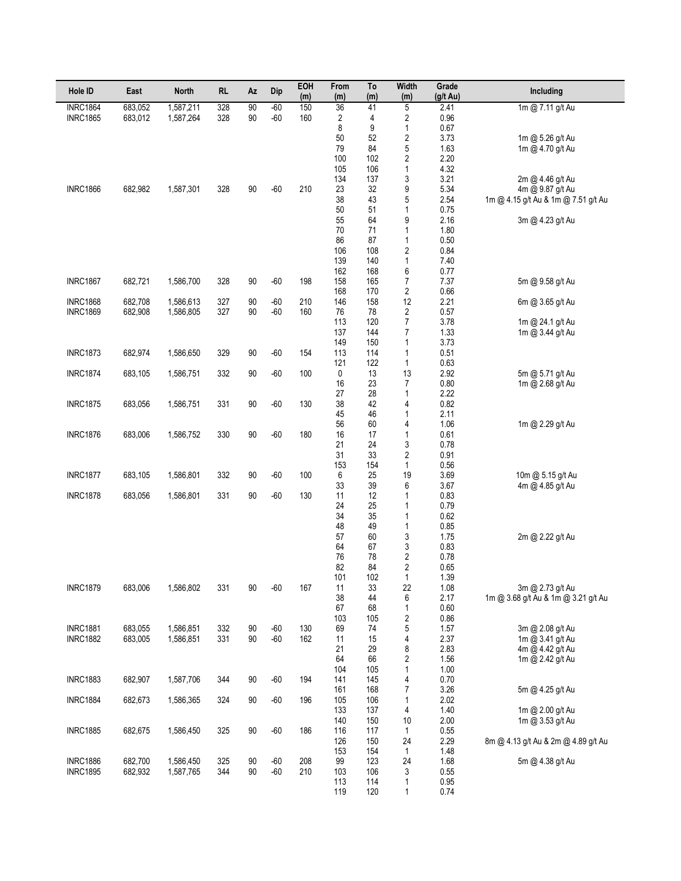| Hole ID | East | North | RL | Az | Dip | EOH (m) | From (m) | To (m) | Width (m) | Grade (g/t Au) | Including |
|---|---|---|---|---|---|---|---|---|---|---|---|
| INRC1864 | 683,052 | 1,587,211 | 328 | 90 | -60 | 150 | 36 | 41 | 5 | 2.41 | 1m @ 7.11 g/t Au |
| INRC1865 | 683,012 | 1,587,264 | 328 | 90 | -60 | 160 | 2 | 4 | 2 | 0.96 | |
| | | | | | | | 8 | 9 | 1 | 0.67 | |
| | | | | | | | 50 | 52 | 2 | 3.73 | 1m @ 5.26 g/t Au |
| | | | | | | | 79 | 84 | 5 | 1.63 | 1m @ 4.70 g/t Au |
| | | | | | | | 100 | 102 | 2 | 2.20 | |
| | | | | | | | 105 | 106 | 1 | 4.32 | |
| | | | | | | | 134 | 137 | 3 | 3.21 | 2m @ 4.46 g/t Au |
| INRC1866 | 682,982 | 1,587,301 | 328 | 90 | -60 | 210 | 23 | 32 | 9 | 5.34 | 4m @ 9.87 g/t Au |
| | | | | | | | 38 | 43 | 5 | 2.54 | 1m @ 4.15 g/t Au & 1m @ 7.51 g/t Au |
| | | | | | | | 50 | 51 | 1 | 0.75 | |
| | | | | | | | 55 | 64 | 9 | 2.16 | 3m @ 4.23 g/t Au |
| | | | | | | | 70 | 71 | 1 | 1.80 | |
| | | | | | | | 86 | 87 | 1 | 0.50 | |
| | | | | | | | 106 | 108 | 2 | 0.84 | |
| | | | | | | | 139 | 140 | 1 | 7.40 | |
| | | | | | | | 162 | 168 | 6 | 0.77 | |
| INRC1867 | 682,721 | 1,586,700 | 328 | 90 | -60 | 198 | 158 | 165 | 7 | 7.37 | 5m @ 9.58 g/t Au |
| | | | | | | | 168 | 170 | 2 | 0.66 | |
| INRC1868 | 682,708 | 1,586,613 | 327 | 90 | -60 | 210 | 146 | 158 | 12 | 2.21 | 6m @ 3.65 g/t Au |
| INRC1869 | 682,908 | 1,586,805 | 327 | 90 | -60 | 160 | 76 | 78 | 2 | 0.57 | |
| | | | | | | | 113 | 120 | 7 | 3.78 | 1m @ 24.1 g/t Au |
| | | | | | | | 137 | 144 | 7 | 1.33 | 1m @ 3.44 g/t Au |
| | | | | | | | 149 | 150 | 1 | 3.73 | |
| INRC1873 | 682,974 | 1,586,650 | 329 | 90 | -60 | 154 | 113 | 114 | 1 | 0.51 | |
| | | | | | | | 121 | 122 | 1 | 0.63 | |
| INRC1874 | 683,105 | 1,586,751 | 332 | 90 | -60 | 100 | 0 | 13 | 13 | 2.92 | 5m @ 5.71 g/t Au |
| | | | | | | | 16 | 23 | 7 | 0.80 | 1m @ 2.68 g/t Au |
| | | | | | | | 27 | 28 | 1 | 2.22 | |
| INRC1875 | 683,056 | 1,586,751 | 331 | 90 | -60 | 130 | 38 | 42 | 4 | 0.82 | |
| | | | | | | | 45 | 46 | 1 | 2.11 | |
| | | | | | | | 56 | 60 | 4 | 1.06 | 1m @ 2.29 g/t Au |
| INRC1876 | 683,006 | 1,586,752 | 330 | 90 | -60 | 180 | 16 | 17 | 1 | 0.61 | |
| | | | | | | | 21 | 24 | 3 | 0.78 | |
| | | | | | | | 31 | 33 | 2 | 0.91 | |
| | | | | | | | 153 | 154 | 1 | 0.56 | |
| INRC1877 | 683,105 | 1,586,801 | 332 | 90 | -60 | 100 | 6 | 25 | 19 | 3.69 | 10m @ 5.15 g/t Au |
| | | | | | | | 33 | 39 | 6 | 3.67 | 4m @ 4.85 g/t Au |
| INRC1878 | 683,056 | 1,586,801 | 331 | 90 | -60 | 130 | 11 | 12 | 1 | 0.83 | |
| | | | | | | | 24 | 25 | 1 | 0.79 | |
| | | | | | | | 34 | 35 | 1 | 0.62 | |
| | | | | | | | 48 | 49 | 1 | 0.85 | |
| | | | | | | | 57 | 60 | 3 | 1.75 | 2m @ 2.22 g/t Au |
| | | | | | | | 64 | 67 | 3 | 0.83 | |
| | | | | | | | 76 | 78 | 2 | 0.78 | |
| | | | | | | | 82 | 84 | 2 | 0.65 | |
| | | | | | | | 101 | 102 | 1 | 1.39 | |
| INRC1879 | 683,006 | 1,586,802 | 331 | 90 | -60 | 167 | 11 | 33 | 22 | 1.08 | 3m @ 2.73 g/t Au |
| | | | | | | | 38 | 44 | 6 | 2.17 | 1m @ 3.68 g/t Au & 1m @ 3.21 g/t Au |
| | | | | | | | 67 | 68 | 1 | 0.60 | |
| | | | | | | | 103 | 105 | 2 | 0.86 | |
| INRC1881 | 683,055 | 1,586,851 | 332 | 90 | -60 | 130 | 69 | 74 | 5 | 1.57 | 3m @ 2.08 g/t Au |
| INRC1882 | 683,005 | 1,586,851 | 331 | 90 | -60 | 162 | 11 | 15 | 4 | 2.37 | 1m @ 3.41 g/t Au |
| | | | | | | | 21 | 29 | 8 | 2.83 | 4m @ 4.42 g/t Au |
| | | | | | | | 64 | 66 | 2 | 1.56 | 1m @ 2.42 g/t Au |
| | | | | | | | 104 | 105 | 1 | 1.00 | |
| INRC1883 | 682,907 | 1,587,706 | 344 | 90 | -60 | 194 | 141 | 145 | 4 | 0.70 | |
| | | | | | | | 161 | 168 | 7 | 3.26 | 5m @ 4.25 g/t Au |
| INRC1884 | 682,673 | 1,586,365 | 324 | 90 | -60 | 196 | 105 | 106 | 1 | 2.02 | |
| | | | | | | | 133 | 137 | 4 | 1.40 | 1m @ 2.00 g/t Au |
| | | | | | | | 140 | 150 | 10 | 2.00 | 1m @ 3.53 g/t Au |
| INRC1885 | 682,675 | 1,586,450 | 325 | 90 | -60 | 186 | 116 | 117 | 1 | 0.55 | |
| | | | | | | | 126 | 150 | 24 | 2.29 | 8m @ 4.13 g/t Au & 2m @ 4.89 g/t Au |
| | | | | | | | 153 | 154 | 1 | 1.48 | |
| INRC1886 | 682,700 | 1,586,450 | 325 | 90 | -60 | 208 | 99 | 123 | 24 | 1.68 | 5m @ 4.38 g/t Au |
| INRC1895 | 682,932 | 1,587,765 | 344 | 90 | -60 | 210 | 103 | 106 | 3 | 0.55 | |
| | | | | | | | 113 | 114 | 1 | 0.95 | |
| | | | | | | | 119 | 120 | 1 | 0.74 | |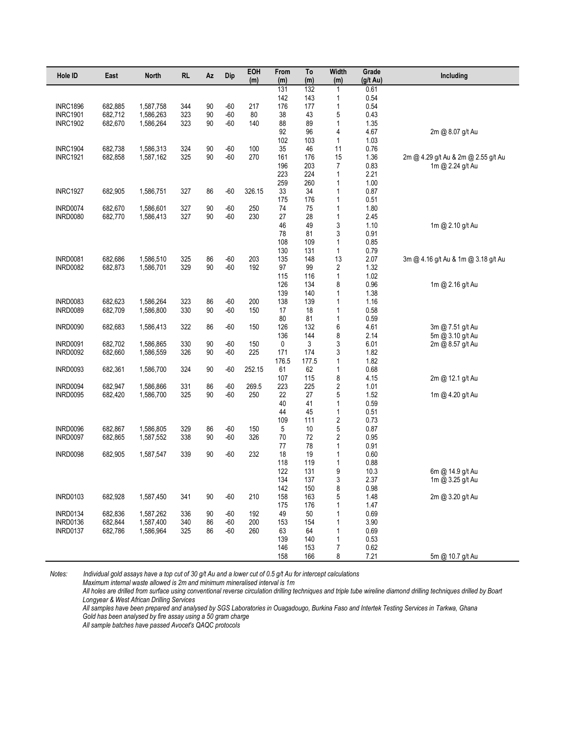| Hole ID | East | North | RL | Az | Dip | EOH (m) | From (m) | To (m) | Width (m) | Grade (g/t Au) | Including |
|---|---|---|---|---|---|---|---|---|---|---|---|
| | | | | | | | 131 | 132 | 1 | 0.61 | |
| | | | | | | | 142 | 143 | 1 | 0.54 | |
| INRC1896 | 682,885 | 1,587,758 | 344 | 90 | -60 | 217 | 176 | 177 | 1 | 0.54 | |
| INRC1901 | 682,712 | 1,586,263 | 323 | 90 | -60 | 80 | 38 | 43 | 5 | 0.43 | |
| INRC1902 | 682,670 | 1,586,264 | 323 | 90 | -60 | 140 | 88 | 89 | 1 | 1.35 | |
| | | | | | | | 92 | 96 | 4 | 4.67 | 2m @ 8.07 g/t Au |
| | | | | | | | 102 | 103 | 1 | 1.03 | |
| INRC1904 | 682,738 | 1,586,313 | 324 | 90 | -60 | 100 | 35 | 46 | 11 | 0.76 | |
| INRC1921 | 682,858 | 1,587,162 | 325 | 90 | -60 | 270 | 161 | 176 | 15 | 1.36 | 2m @ 4.29 g/t Au & 2m @ 2.55 g/t Au |
| | | | | | | | 196 | 203 | 7 | 0.83 | 1m @ 2.24 g/t Au |
| | | | | | | | 223 | 224 | 1 | 2.21 | |
| | | | | | | | 259 | 260 | 1 | 1.00 | |
| INRC1927 | 682,905 | 1,586,751 | 327 | 86 | -60 | 326.15 | 33 | 34 | 1 | 0.87 | |
| | | | | | | | 175 | 176 | 1 | 0.51 | |
| INRD0074 | 682,670 | 1,586,601 | 327 | 90 | -60 | 250 | 74 | 75 | 1 | 1.80 | |
| INRD0080 | 682,770 | 1,586,413 | 327 | 90 | -60 | 230 | 27 | 28 | 1 | 2.45 | |
| | | | | | | | 46 | 49 | 3 | 1.10 | 1m @ 2.10 g/t Au |
| | | | | | | | 78 | 81 | 3 | 0.91 | |
| | | | | | | | 108 | 109 | 1 | 0.85 | |
| | | | | | | | 130 | 131 | 1 | 0.79 | |
| INRD0081 | 682,686 | 1,586,510 | 325 | 86 | -60 | 203 | 135 | 148 | 13 | 2.07 | 3m @ 4.16 g/t Au & 1m @ 3.18 g/t Au |
| INRD0082 | 682,873 | 1,586,701 | 329 | 90 | -60 | 192 | 97 | 99 | 2 | 1.32 | |
| | | | | | | | 115 | 116 | 1 | 1.02 | |
| | | | | | | | 126 | 134 | 8 | 0.96 | 1m @ 2.16 g/t Au |
| | | | | | | | 139 | 140 | 1 | 1.38 | |
| INRD0083 | 682,623 | 1,586,264 | 323 | 86 | -60 | 200 | 138 | 139 | 1 | 1.16 | |
| INRD0089 | 682,709 | 1,586,800 | 330 | 90 | -60 | 150 | 17 | 18 | 1 | 0.58 | |
| | | | | | | | 80 | 81 | 1 | 0.59 | |
| INRD0090 | 682,683 | 1,586,413 | 322 | 86 | -60 | 150 | 126 | 132 | 6 | 4.61 | 3m @ 7.51 g/t Au |
| | | | | | | | 136 | 144 | 8 | 2.14 | 5m @ 3.10 g/t Au |
| INRD0091 | 682,702 | 1,586,865 | 330 | 90 | -60 | 150 | 0 | 3 | 3 | 6.01 | 2m @ 8.57 g/t Au |
| INRD0092 | 682,660 | 1,586,559 | 326 | 90 | -60 | 225 | 171 | 174 | 3 | 1.82 | |
| | | | | | | | 176.5 | 177.5 | 1 | 1.82 | |
| INRD0093 | 682,361 | 1,586,700 | 324 | 90 | -60 | 252.15 | 61 | 62 | 1 | 0.68 | |
| | | | | | | | 107 | 115 | 8 | 4.15 | 2m @ 12.1 g/t Au |
| INRD0094 | 682,947 | 1,586,866 | 331 | 86 | -60 | 269.5 | 223 | 225 | 2 | 1.01 | |
| INRD0095 | 682,420 | 1,586,700 | 325 | 90 | -60 | 250 | 22 | 27 | 5 | 1.52 | 1m @ 4.20 g/t Au |
| | | | | | | | 40 | 41 | 1 | 0.59 | |
| | | | | | | | 44 | 45 | 1 | 0.51 | |
| | | | | | | | 109 | 111 | 2 | 0.73 | |
| INRD0096 | 682,867 | 1,586,805 | 329 | 86 | -60 | 150 | 5 | 10 | 5 | 0.87 | |
| INRD0097 | 682,865 | 1,587,552 | 338 | 90 | -60 | 326 | 70 | 72 | 2 | 0.95 | |
| | | | | | | | 77 | 78 | 1 | 0.91 | |
| INRD0098 | 682,905 | 1,587,547 | 339 | 90 | -60 | 232 | 18 | 19 | 1 | 0.60 | |
| | | | | | | | 118 | 119 | 1 | 0.88 | |
| | | | | | | | 122 | 131 | 9 | 10.3 | 6m @ 14.9 g/t Au |
| | | | | | | | 134 | 137 | 3 | 2.37 | 1m @ 3.25 g/t Au |
| | | | | | | | 142 | 150 | 8 | 0.98 | |
| INRD0103 | 682,928 | 1,587,450 | 341 | 90 | -60 | 210 | 158 | 163 | 5 | 1.48 | 2m @ 3.20 g/t Au |
| | | | | | | | 175 | 176 | 1 | 1.47 | |
| INRD0134 | 682,836 | 1,587,262 | 336 | 90 | -60 | 192 | 49 | 50 | 1 | 0.69 | |
| INRD0136 | 682,844 | 1,587,400 | 340 | 86 | -60 | 200 | 153 | 154 | 1 | 3.90 | |
| INRD0137 | 682,786 | 1,586,964 | 325 | 86 | -60 | 260 | 63 | 64 | 1 | 0.69 | |
| | | | | | | | 139 | 140 | 1 | 0.53 | |
| | | | | | | | 146 | 153 | 7 | 0.62 | |
| | | | | | | | 158 | 166 | 8 | 7.21 | 5m @ 10.7 g/t Au |

*Notes: Individual gold assays have a top cut of 30 g/t Au and a lower cut of 0.5 g/t Au for intercept calculations*
*Maximum internal waste allowed is 2m and minimum mineralised interval is 1m*
*All holes are drilled from surface using conventional reverse circulation drilling techniques and triple tube wireline diamond drilling techniques drilled by Boart Longyear & West African Drilling Services*
*All samples have been prepared and analysed by SGS Laboratories in Ouagadougo, Burkina Faso and Intertek Testing Services in Tarkwa, Ghana*
*Gold has been analysed by fire assay using a 50 gram charge*
*All sample batches have passed Avocet's QAQC protocols*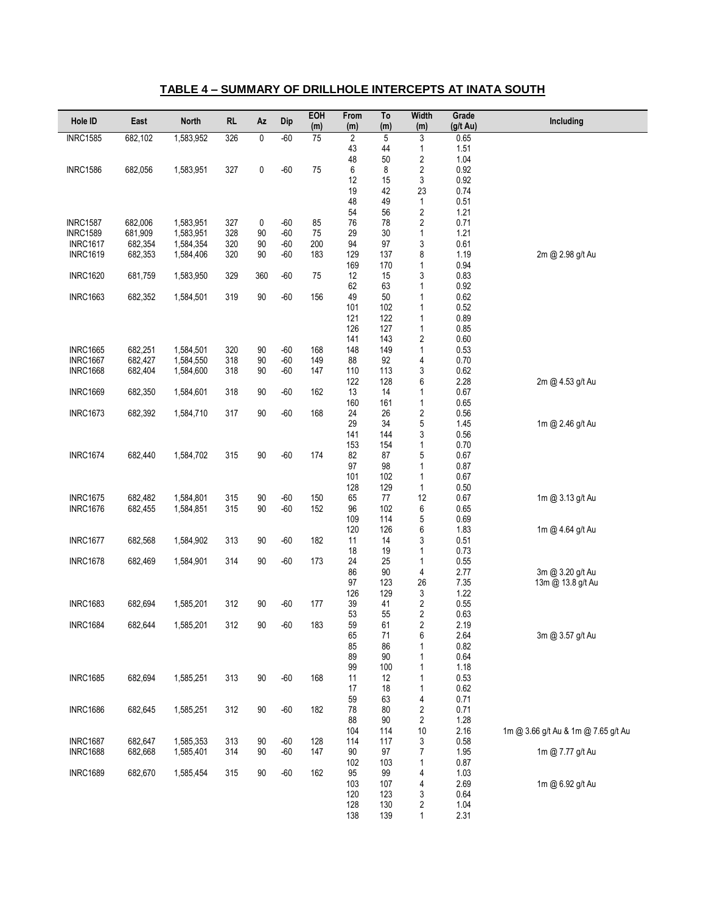## TABLE 4 – SUMMARY OF DRILLHOLE INTERCEPTS AT INATA SOUTH

| Hole ID | East | North | RL | Az | Dip | EOH (m) | From (m) | To (m) | Width (m) | Grade (g/t Au) | Including |
|---|---|---|---|---|---|---|---|---|---|---|---|
| INRC1585 | 682,102 | 1,583,952 | 326 | 0 | -60 | 75 | 2 | 5 | 3 | 0.65 | |
| | | | | | | | 43 | 44 | 1 | 1.51 | |
| | | | | | | | 48 | 50 | 2 | 1.04 | |
| INRC1586 | 682,056 | 1,583,951 | 327 | 0 | -60 | 75 | 6 | 8 | 2 | 0.92 | |
| | | | | | | | 12 | 15 | 3 | 0.92 | |
| | | | | | | | 19 | 42 | 23 | 0.74 | |
| | | | | | | | 48 | 49 | 1 | 0.51 | |
| | | | | | | | 54 | 56 | 2 | 1.21 | |
| INRC1587 | 682,006 | 1,583,951 | 327 | 0 | -60 | 85 | 76 | 78 | 2 | 0.71 | |
| INRC1589 | 681,909 | 1,583,951 | 328 | 90 | -60 | 75 | 29 | 30 | 1 | 1.21 | |
| INRC1617 | 682,354 | 1,584,354 | 320 | 90 | -60 | 200 | 94 | 97 | 3 | 0.61 | |
| INRC1619 | 682,353 | 1,584,406 | 320 | 90 | -60 | 183 | 129 | 137 | 8 | 1.19 | 2m @ 2.98 g/t Au |
| | | | | | | | 169 | 170 | 1 | 0.94 | |
| INRC1620 | 681,759 | 1,583,950 | 329 | 360 | -60 | 75 | 12 | 15 | 3 | 0.83 | |
| | | | | | | | 62 | 63 | 1 | 0.92 | |
| INRC1663 | 682,352 | 1,584,501 | 319 | 90 | -60 | 156 | 49 | 50 | 1 | 0.62 | |
| | | | | | | | 101 | 102 | 1 | 0.52 | |
| | | | | | | | 121 | 122 | 1 | 0.89 | |
| | | | | | | | 126 | 127 | 1 | 0.85 | |
| | | | | | | | 141 | 143 | 2 | 0.60 | |
| INRC1665 | 682,251 | 1,584,501 | 320 | 90 | -60 | 168 | 148 | 149 | 1 | 0.53 | |
| INRC1667 | 682,427 | 1,584,550 | 318 | 90 | -60 | 149 | 88 | 92 | 4 | 0.70 | |
| INRC1668 | 682,404 | 1,584,600 | 318 | 90 | -60 | 147 | 110 | 113 | 3 | 0.62 | |
| | | | | | | | 122 | 128 | 6 | 2.28 | 2m @ 4.53 g/t Au |
| INRC1669 | 682,350 | 1,584,601 | 318 | 90 | -60 | 162 | 13 | 14 | 1 | 0.67 | |
| | | | | | | | 160 | 161 | 1 | 0.65 | |
| INRC1673 | 682,392 | 1,584,710 | 317 | 90 | -60 | 168 | 24 | 26 | 2 | 0.56 | |
| | | | | | | | 29 | 34 | 5 | 1.45 | 1m @ 2.46 g/t Au |
| | | | | | | | 141 | 144 | 3 | 0.56 | |
| | | | | | | | 153 | 154 | 1 | 0.70 | |
| INRC1674 | 682,440 | 1,584,702 | 315 | 90 | -60 | 174 | 82 | 87 | 5 | 0.67 | |
| | | | | | | | 97 | 98 | 1 | 0.87 | |
| | | | | | | | 101 | 102 | 1 | 0.67 | |
| | | | | | | | 128 | 129 | 1 | 0.50 | |
| INRC1675 | 682,482 | 1,584,801 | 315 | 90 | -60 | 150 | 65 | 77 | 12 | 0.67 | 1m @ 3.13 g/t Au |
| INRC1676 | 682,455 | 1,584,851 | 315 | 90 | -60 | 152 | 96 | 102 | 6 | 0.65 | |
| | | | | | | | 109 | 114 | 5 | 0.69 | |
| | | | | | | | 120 | 126 | 6 | 1.83 | 1m @ 4.64 g/t Au |
| INRC1677 | 682,568 | 1,584,902 | 313 | 90 | -60 | 182 | 11 | 14 | 3 | 0.51 | |
| | | | | | | | 18 | 19 | 1 | 0.73 | |
| INRC1678 | 682,469 | 1,584,901 | 314 | 90 | -60 | 173 | 24 | 25 | 1 | 0.55 | |
| | | | | | | | 86 | 90 | 4 | 2.77 | 3m @ 3.20 g/t Au |
| | | | | | | | 97 | 123 | 26 | 7.35 | 13m @ 13.8 g/t Au |
| | | | | | | | 126 | 129 | 3 | 1.22 | |
| INRC1683 | 682,694 | 1,585,201 | 312 | 90 | -60 | 177 | 39 | 41 | 2 | 0.55 | |
| | | | | | | | 53 | 55 | 2 | 0.63 | |
| INRC1684 | 682,644 | 1,585,201 | 312 | 90 | -60 | 183 | 59 | 61 | 2 | 2.19 | |
| | | | | | | | 65 | 71 | 6 | 2.64 | 3m @ 3.57 g/t Au |
| | | | | | | | 85 | 86 | 1 | 0.82 | |
| | | | | | | | 89 | 90 | 1 | 0.64 | |
| | | | | | | | 99 | 100 | 1 | 1.18 | |
| INRC1685 | 682,694 | 1,585,251 | 313 | 90 | -60 | 168 | 11 | 12 | 1 | 0.53 | |
| | | | | | | | 17 | 18 | 1 | 0.62 | |
| | | | | | | | 59 | 63 | 4 | 0.71 | |
| INRC1686 | 682,645 | 1,585,251 | 312 | 90 | -60 | 182 | 78 | 80 | 2 | 0.71 | |
| | | | | | | | 88 | 90 | 2 | 1.28 | |
| | | | | | | | 104 | 114 | 10 | 2.16 | 1m @ 3.66 g/t Au & 1m @ 7.65 g/t Au |
| INRC1687 | 682,647 | 1,585,353 | 313 | 90 | -60 | 128 | 114 | 117 | 3 | 0.58 | |
| INRC1688 | 682,668 | 1,585,401 | 314 | 90 | -60 | 147 | 90 | 97 | 7 | 1.95 | 1m @ 7.77 g/t Au |
| | | | | | | | 102 | 103 | 1 | 0.87 | |
| INRC1689 | 682,670 | 1,585,454 | 315 | 90 | -60 | 162 | 95 | 99 | 4 | 1.03 | |
| | | | | | | | 103 | 107 | 4 | 2.69 | 1m @ 6.92 g/t Au |
| | | | | | | | 120 | 123 | 3 | 0.64 | |
| | | | | | | | 128 | 130 | 2 | 1.04 | |
| | | | | | | | 138 | 139 | 1 | 2.31 | |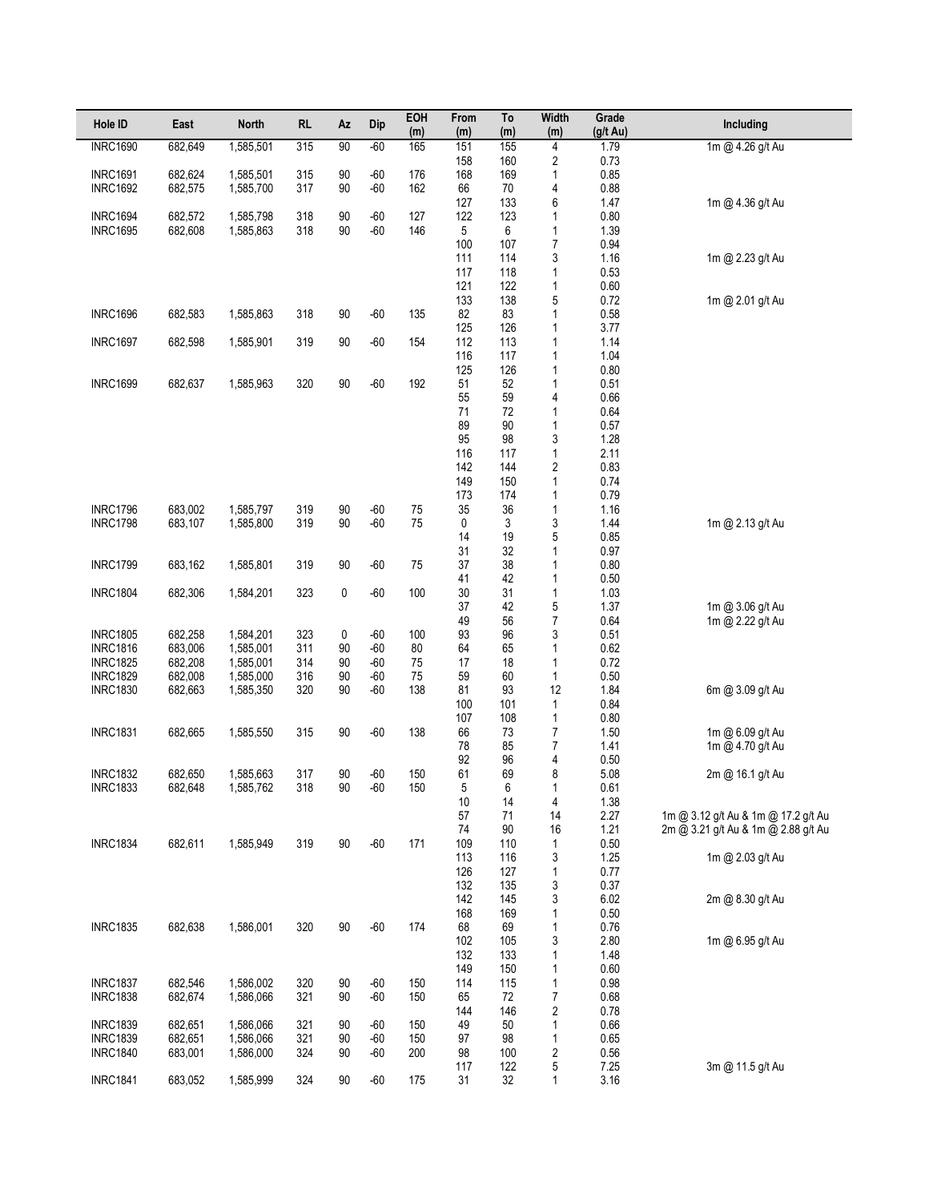| Hole ID | East | North | RL | Az | Dip | EOH (m) | From (m) | To (m) | Width (m) | Grade (g/t Au) | Including |
|---|---|---|---|---|---|---|---|---|---|---|---|
| INRC1690 | 682,649 | 1,585,501 | 315 | 90 | -60 | 165 | 151 | 155 | 4 | 1.79 | 1m @ 4.26 g/t Au |
| | | | | | | | 158 | 160 | 2 | 0.73 | |
| INRC1691 | 682,624 | 1,585,501 | 315 | 90 | -60 | 176 | 168 | 169 | 1 | 0.85 | |
| INRC1692 | 682,575 | 1,585,700 | 317 | 90 | -60 | 162 | 66 | 70 | 4 | 0.88 | |
| | | | | | | | 127 | 133 | 6 | 1.47 | 1m @ 4.36 g/t Au |
| INRC1694 | 682,572 | 1,585,798 | 318 | 90 | -60 | 127 | 122 | 123 | 1 | 0.80 | |
| INRC1695 | 682,608 | 1,585,863 | 318 | 90 | -60 | 146 | 5 | 6 | 1 | 1.39 | |
| | | | | | | | 100 | 107 | 7 | 0.94 | |
| | | | | | | | 111 | 114 | 3 | 1.16 | 1m @ 2.23 g/t Au |
| | | | | | | | 117 | 118 | 1 | 0.53 | |
| | | | | | | | 121 | 122 | 1 | 0.60 | |
| | | | | | | | 133 | 138 | 5 | 0.72 | 1m @ 2.01 g/t Au |
| INRC1696 | 682,583 | 1,585,863 | 318 | 90 | -60 | 135 | 82 | 83 | 1 | 0.58 | |
| | | | | | | | 125 | 126 | 1 | 3.77 | |
| INRC1697 | 682,598 | 1,585,901 | 319 | 90 | -60 | 154 | 112 | 113 | 1 | 1.14 | |
| | | | | | | | 116 | 117 | 1 | 1.04 | |
| | | | | | | | 125 | 126 | 1 | 0.80 | |
| INRC1699 | 682,637 | 1,585,963 | 320 | 90 | -60 | 192 | 51 | 52 | 1 | 0.51 | |
| | | | | | | | 55 | 59 | 4 | 0.66 | |
| | | | | | | | 71 | 72 | 1 | 0.64 | |
| | | | | | | | 89 | 90 | 1 | 0.57 | |
| | | | | | | | 95 | 98 | 3 | 1.28 | |
| | | | | | | | 116 | 117 | 1 | 2.11 | |
| | | | | | | | 142 | 144 | 2 | 0.83 | |
| | | | | | | | 149 | 150 | 1 | 0.74 | |
| | | | | | | | 173 | 174 | 1 | 0.79 | |
| INRC1796 | 683,002 | 1,585,797 | 319 | 90 | -60 | 75 | 35 | 36 | 1 | 1.16 | |
| INRC1798 | 683,107 | 1,585,800 | 319 | 90 | -60 | 75 | 0 | 3 | 3 | 1.44 | 1m @ 2.13 g/t Au |
| | | | | | | | 14 | 19 | 5 | 0.85 | |
| | | | | | | | 31 | 32 | 1 | 0.97 | |
| INRC1799 | 683,162 | 1,585,801 | 319 | 90 | -60 | 75 | 37 | 38 | 1 | 0.80 | |
| | | | | | | | 41 | 42 | 1 | 0.50 | |
| INRC1804 | 682,306 | 1,584,201 | 323 | 0 | -60 | 100 | 30 | 31 | 1 | 1.03 | |
| | | | | | | | 37 | 42 | 5 | 1.37 | 1m @ 3.06 g/t Au |
| | | | | | | | 49 | 56 | 7 | 0.64 | 1m @ 2.22 g/t Au |
| INRC1805 | 682,258 | 1,584,201 | 323 | 0 | -60 | 100 | 93 | 96 | 3 | 0.51 | |
| INRC1816 | 683,006 | 1,585,001 | 311 | 90 | -60 | 80 | 64 | 65 | 1 | 0.62 | |
| INRC1825 | 682,208 | 1,585,001 | 314 | 90 | -60 | 75 | 17 | 18 | 1 | 0.72 | |
| INRC1829 | 682,008 | 1,585,000 | 316 | 90 | -60 | 75 | 59 | 60 | 1 | 0.50 | |
| INRC1830 | 682,663 | 1,585,350 | 320 | 90 | -60 | 138 | 81 | 93 | 12 | 1.84 | 6m @ 3.09 g/t Au |
| | | | | | | | 100 | 101 | 1 | 0.84 | |
| | | | | | | | 107 | 108 | 1 | 0.80 | |
| INRC1831 | 682,665 | 1,585,550 | 315 | 90 | -60 | 138 | 66 | 73 | 7 | 1.50 | 1m @ 6.09 g/t Au |
| | | | | | | | 78 | 85 | 7 | 1.41 | 1m @ 4.70 g/t Au |
| | | | | | | | 92 | 96 | 4 | 0.50 | |
| INRC1832 | 682,650 | 1,585,663 | 317 | 90 | -60 | 150 | 61 | 69 | 8 | 5.08 | 2m @ 16.1 g/t Au |
| INRC1833 | 682,648 | 1,585,762 | 318 | 90 | -60 | 150 | 5 | 6 | 1 | 0.61 | |
| | | | | | | | 10 | 14 | 4 | 1.38 | |
| | | | | | | | 57 | 71 | 14 | 2.27 | 1m @ 3.12 g/t Au & 1m @ 17.2 g/t Au |
| | | | | | | | 74 | 90 | 16 | 1.21 | 2m @ 3.21 g/t Au & 1m @ 2.88 g/t Au |
| INRC1834 | 682,611 | 1,585,949 | 319 | 90 | -60 | 171 | 109 | 110 | 1 | 0.50 | |
| | | | | | | | 113 | 116 | 3 | 1.25 | 1m @ 2.03 g/t Au |
| | | | | | | | 126 | 127 | 1 | 0.77 | |
| | | | | | | | 132 | 135 | 3 | 0.37 | |
| | | | | | | | 142 | 145 | 3 | 6.02 | 2m @ 8.30 g/t Au |
| | | | | | | | 168 | 169 | 1 | 0.50 | |
| INRC1835 | 682,638 | 1,586,001 | 320 | 90 | -60 | 174 | 68 | 69 | 1 | 0.76 | |
| | | | | | | | 102 | 105 | 3 | 2.80 | 1m @ 6.95 g/t Au |
| | | | | | | | 132 | 133 | 1 | 1.48 | |
| | | | | | | | 149 | 150 | 1 | 0.60 | |
| INRC1837 | 682,546 | 1,586,002 | 320 | 90 | -60 | 150 | 114 | 115 | 1 | 0.98 | |
| INRC1838 | 682,674 | 1,586,066 | 321 | 90 | -60 | 150 | 65 | 72 | 7 | 0.68 | |
| | | | | | | | 144 | 146 | 2 | 0.78 | |
| INRC1839 | 682,651 | 1,586,066 | 321 | 90 | -60 | 150 | 49 | 50 | 1 | 0.66 | |
| INRC1839 | 682,651 | 1,586,066 | 321 | 90 | -60 | 150 | 97 | 98 | 1 | 0.65 | |
| INRC1840 | 683,001 | 1,586,000 | 324 | 90 | -60 | 200 | 98 | 100 | 2 | 0.56 | |
| | | | | | | | 117 | 122 | 5 | 7.25 | 3m @ 11.5 g/t Au |
| INRC1841 | 683,052 | 1,585,999 | 324 | 90 | -60 | 175 | 31 | 32 | 1 | 3.16 | |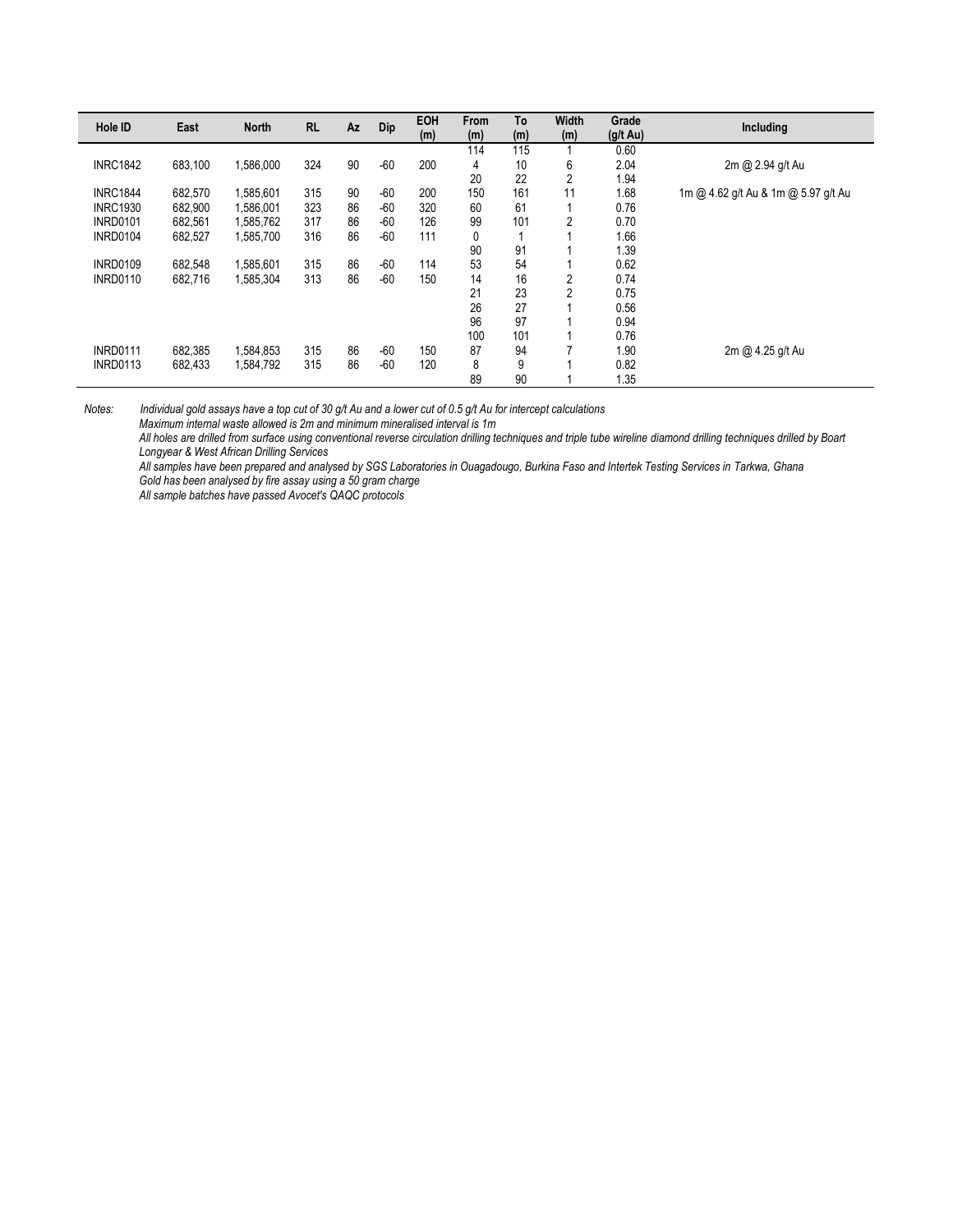| Hole ID | East | North | RL | Az | Dip | EOH (m) | From (m) | To (m) | Width (m) | Grade (g/t Au) | Including |
|---|---|---|---|---|---|---|---|---|---|---|---|
| | | | | | | | 114 | 115 | 1 | 0.60 | |
| INRC1842 | 683,100 | 1,586,000 | 324 | 90 | -60 | 200 | 4 | 10 | 6 | 2.04 | 2m @ 2.94 g/t Au |
| | | | | | | | 20 | 22 | 2 | 1.94 | |
| INRC1844 | 682,570 | 1,585,601 | 315 | 90 | -60 | 200 | 150 | 161 | 11 | 1.68 | 1m @ 4.62 g/t Au & 1m @ 5.97 g/t Au |
| INRC1930 | 682,900 | 1,586,001 | 323 | 86 | -60 | 320 | 60 | 61 | 1 | 0.76 | |
| INRD0101 | 682,561 | 1,585,762 | 317 | 86 | -60 | 126 | 99 | 101 | 2 | 0.70 | |
| INRD0104 | 682,527 | 1,585,700 | 316 | 86 | -60 | 111 | 0 | 1 | 1 | 1.66 | |
| | | | | | | | 90 | 91 | 1 | 1.39 | |
| INRD0109 | 682,548 | 1,585,601 | 315 | 86 | -60 | 114 | 53 | 54 | 1 | 0.62 | |
| INRD0110 | 682,716 | 1,585,304 | 313 | 86 | -60 | 150 | 14 | 16 | 2 | 0.74 | |
| | | | | | | | 21 | 23 | 2 | 0.75 | |
| | | | | | | | 26 | 27 | 1 | 0.56 | |
| | | | | | | | 96 | 97 | 1 | 0.94 | |
| | | | | | | | 100 | 101 | 1 | 0.76 | |
| INRD0111 | 682,385 | 1,584,853 | 315 | 86 | -60 | 150 | 87 | 94 | 7 | 1.90 | 2m @ 4.25 g/t Au |
| INRD0113 | 682,433 | 1,584,792 | 315 | 86 | -60 | 120 | 8 | 9 | 1 | 0.82 | |
| | | | | | | | 89 | 90 | 1 | 1.35 | |

*Notes:* *Individual gold assays have a top cut of 30 g/t Au and a lower cut of 0.5 g/t Au for intercept calculations*

*Maximum internal waste allowed is 2m and minimum mineralised interval is 1m*

*All holes are drilled from surface using conventional reverse circulation drilling techniques and triple tube wireline diamond drilling techniques drilled by Boart Longyear & West African Drilling Services*

*All samples have been prepared and analysed by SGS Laboratories in Ouagadougo, Burkina Faso and Intertek Testing Services in Tarkwa, Ghana*

*Gold has been analysed by fire assay using a 50 gram charge*

*All sample batches have passed Avocet's QAQC protocols*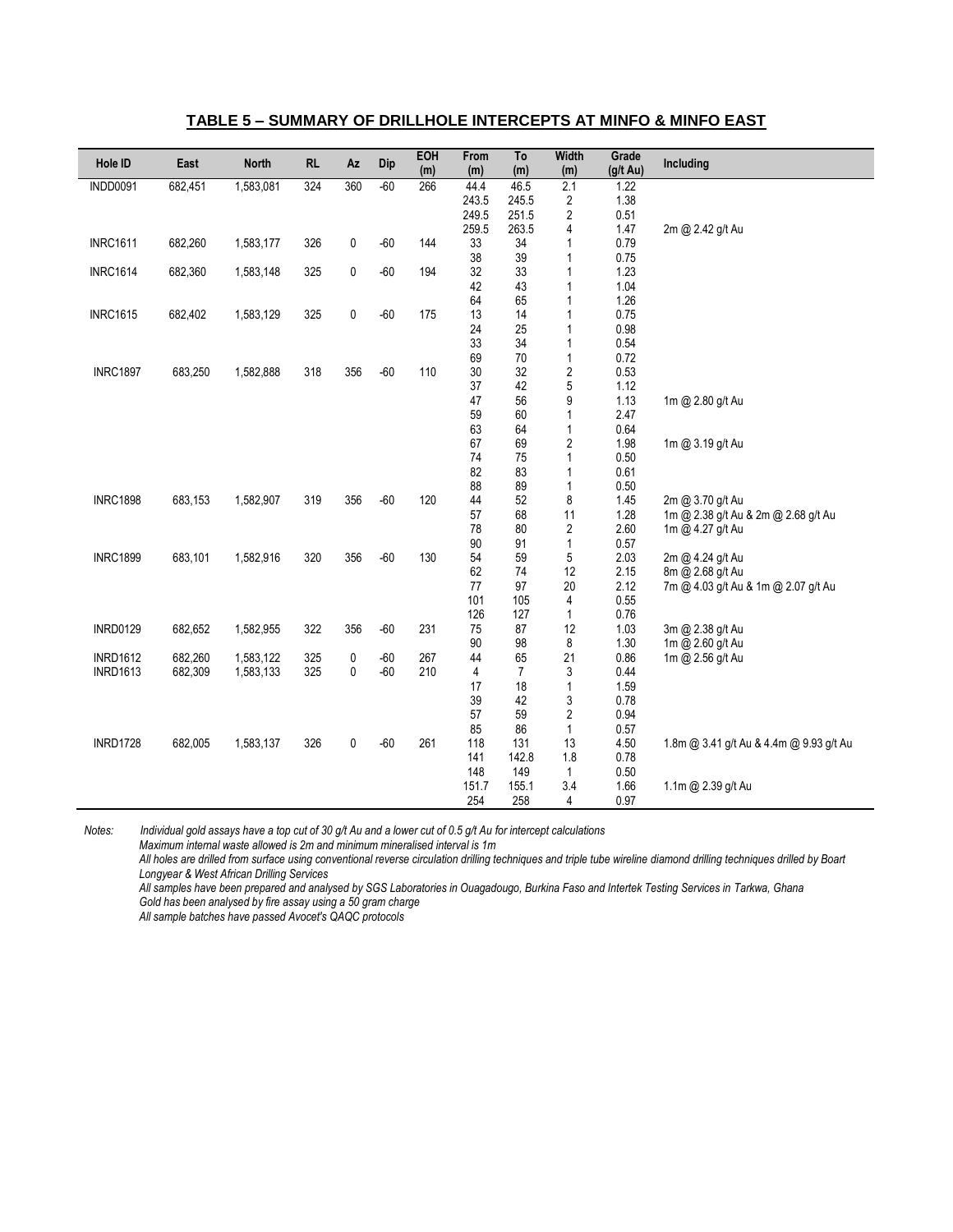**TABLE 5 – SUMMARY OF DRILLHOLE INTERCEPTS AT MINFO & MINFO EAST**

| Hole ID | East | North | RL | Az | Dip | EOH (m) | From (m) | To (m) | Width (m) | Grade (g/t Au) | Including |
|---|---|---|---|---|---|---|---|---|---|---|---|
| INDD0091 | 682,451 | 1,583,081 | 324 | 360 | -60 | 266 | 44.4 | 46.5 | 2.1 | 1.22 | |
| | | | | | | | 243.5 | 245.5 | 2 | 1.38 | |
| | | | | | | | 249.5 | 251.5 | 2 | 0.51 | |
| | | | | | | | 259.5 | 263.5 | 4 | 1.47 | 2m @ 2.42 g/t Au |
| INRC1611 | 682,260 | 1,583,177 | 326 | 0 | -60 | 144 | 33 | 34 | 1 | 0.79 | |
| | | | | | | | 38 | 39 | 1 | 0.75 | |
| INRC1614 | 682,360 | 1,583,148 | 325 | 0 | -60 | 194 | 32 | 33 | 1 | 1.23 | |
| | | | | | | | 42 | 43 | 1 | 1.04 | |
| | | | | | | | 64 | 65 | 1 | 1.26 | |
| INRC1615 | 682,402 | 1,583,129 | 325 | 0 | -60 | 175 | 13 | 14 | 1 | 0.75 | |
| | | | | | | | 24 | 25 | 1 | 0.98 | |
| | | | | | | | 33 | 34 | 1 | 0.54 | |
| | | | | | | | 69 | 70 | 1 | 0.72 | |
| INRC1897 | 683,250 | 1,582,888 | 318 | 356 | -60 | 110 | 30 | 32 | 2 | 0.53 | |
| | | | | | | | 37 | 42 | 5 | 1.12 | |
| | | | | | | | 47 | 56 | 9 | 1.13 | 1m @ 2.80 g/t Au |
| | | | | | | | 59 | 60 | 1 | 2.47 | |
| | | | | | | | 63 | 64 | 1 | 0.64 | |
| | | | | | | | 67 | 69 | 2 | 1.98 | 1m @ 3.19 g/t Au |
| | | | | | | | 74 | 75 | 1 | 0.50 | |
| | | | | | | | 82 | 83 | 1 | 0.61 | |
| | | | | | | | 88 | 89 | 1 | 0.50 | |
| INRC1898 | 683,153 | 1,582,907 | 319 | 356 | -60 | 120 | 44 | 52 | 8 | 1.45 | 2m @ 3.70 g/t Au |
| | | | | | | | 57 | 68 | 11 | 1.28 | 1m @ 2.38 g/t Au & 2m @ 2.68 g/t Au |
| | | | | | | | 78 | 80 | 2 | 2.60 | 1m @ 4.27 g/t Au |
| | | | | | | | 90 | 91 | 1 | 0.57 | |
| INRC1899 | 683,101 | 1,582,916 | 320 | 356 | -60 | 130 | 54 | 59 | 5 | 2.03 | 2m @ 4.24 g/t Au |
| | | | | | | | 62 | 74 | 12 | 2.15 | 8m @ 2.68 g/t Au |
| | | | | | | | 77 | 97 | 20 | 2.12 | 7m @ 4.03 g/t Au & 1m @ 2.07 g/t Au |
| | | | | | | | 101 | 105 | 4 | 0.55 | |
| | | | | | | | 126 | 127 | 1 | 0.76 | |
| INRD0129 | 682,652 | 1,582,955 | 322 | 356 | -60 | 231 | 75 | 87 | 12 | 1.03 | 3m @ 2.38 g/t Au |
| | | | | | | | 90 | 98 | 8 | 1.30 | 1m @ 2.60 g/t Au |
| INRD1612 | 682,260 | 1,583,122 | 325 | 0 | -60 | 267 | 44 | 65 | 21 | 0.86 | 1m @ 2.56 g/t Au |
| INRD1613 | 682,309 | 1,583,133 | 325 | 0 | -60 | 210 | 4 | 7 | 3 | 0.44 | |
| | | | | | | | 17 | 18 | 1 | 1.59 | |
| | | | | | | | 39 | 42 | 3 | 0.78 | |
| | | | | | | | 57 | 59 | 2 | 0.94 | |
| | | | | | | | 85 | 86 | 1 | 0.57 | |
| INRD1728 | 682,005 | 1,583,137 | 326 | 0 | -60 | 261 | 118 | 131 | 13 | 4.50 | 1.8m @ 3.41 g/t Au & 4.4m @ 9.93 g/t Au |
| | | | | | | | 141 | 142.8 | 1.8 | 0.78 | |
| | | | | | | | 148 | 149 | 1 | 0.50 | |
| | | | | | | | 151.7 | 155.1 | 3.4 | 1.66 | 1.1m @ 2.39 g/t Au |
| | | | | | | | 254 | 258 | 4 | 0.97 | |

*Notes: Individual gold assays have a top cut of 30 g/t Au and a lower cut of 0.5 g/t Au for intercept calculations*
*Maximum internal waste allowed is 2m and minimum mineralised interval is 1m*
*All holes are drilled from surface using conventional reverse circulation drilling techniques and triple tube wireline diamond drilling techniques drilled by Boart Longyear & West African Drilling Services*
*All samples have been prepared and analysed by SGS Laboratories in Ouagadougo, Burkina Faso and Intertek Testing Services in Tarkwa, Ghana*
*Gold has been analysed by fire assay using a 50 gram charge*
*All sample batches have passed Avocet's QAQC protocols*